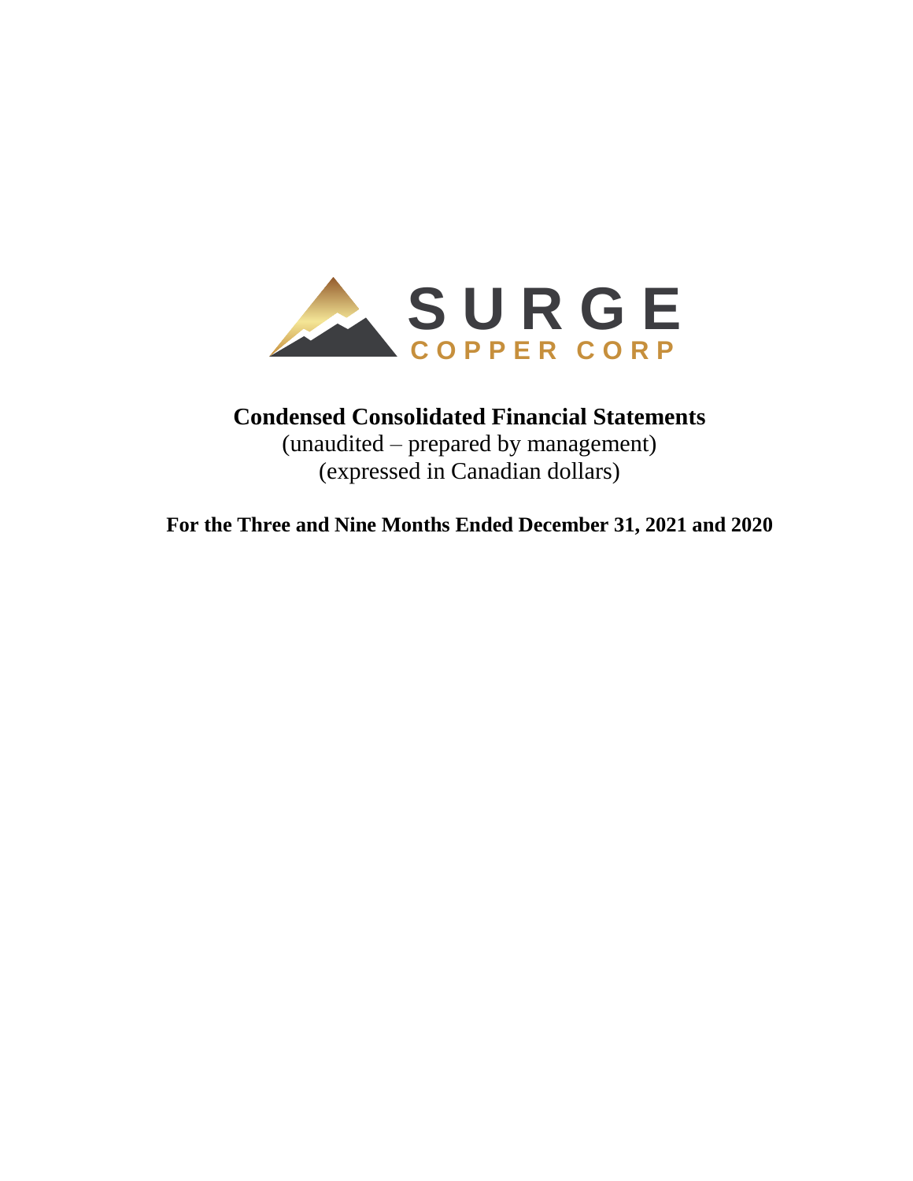SURGE
COPPER CORP

# Condensed Consolidated Financial Statements

(unaudited – prepared by management)
(expressed in Canadian dollars)

**For the Three and Nine Months Ended December 31, 2021 and 2020**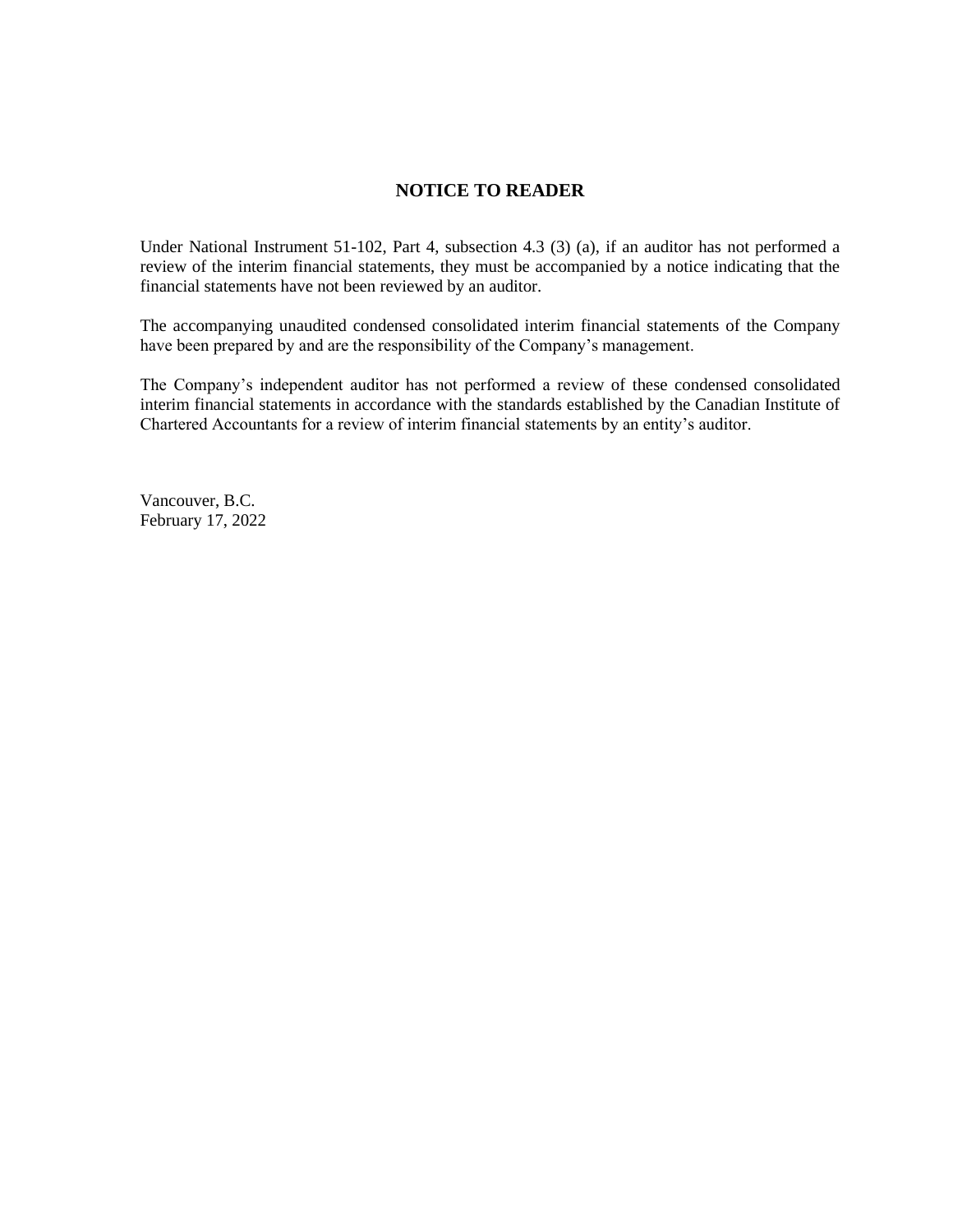# NOTICE TO READER

Under National Instrument 51-102, Part 4, subsection 4.3 (3) (a), if an auditor has not performed a review of the interim financial statements, they must be accompanied by a notice indicating that the financial statements have not been reviewed by an auditor.

The accompanying unaudited condensed consolidated interim financial statements of the Company have been prepared by and are the responsibility of the Company's management.

The Company's independent auditor has not performed a review of these condensed consolidated interim financial statements in accordance with the standards established by the Canadian Institute of Chartered Accountants for a review of interim financial statements by an entity's auditor.

Vancouver, B.C.
February 17, 2022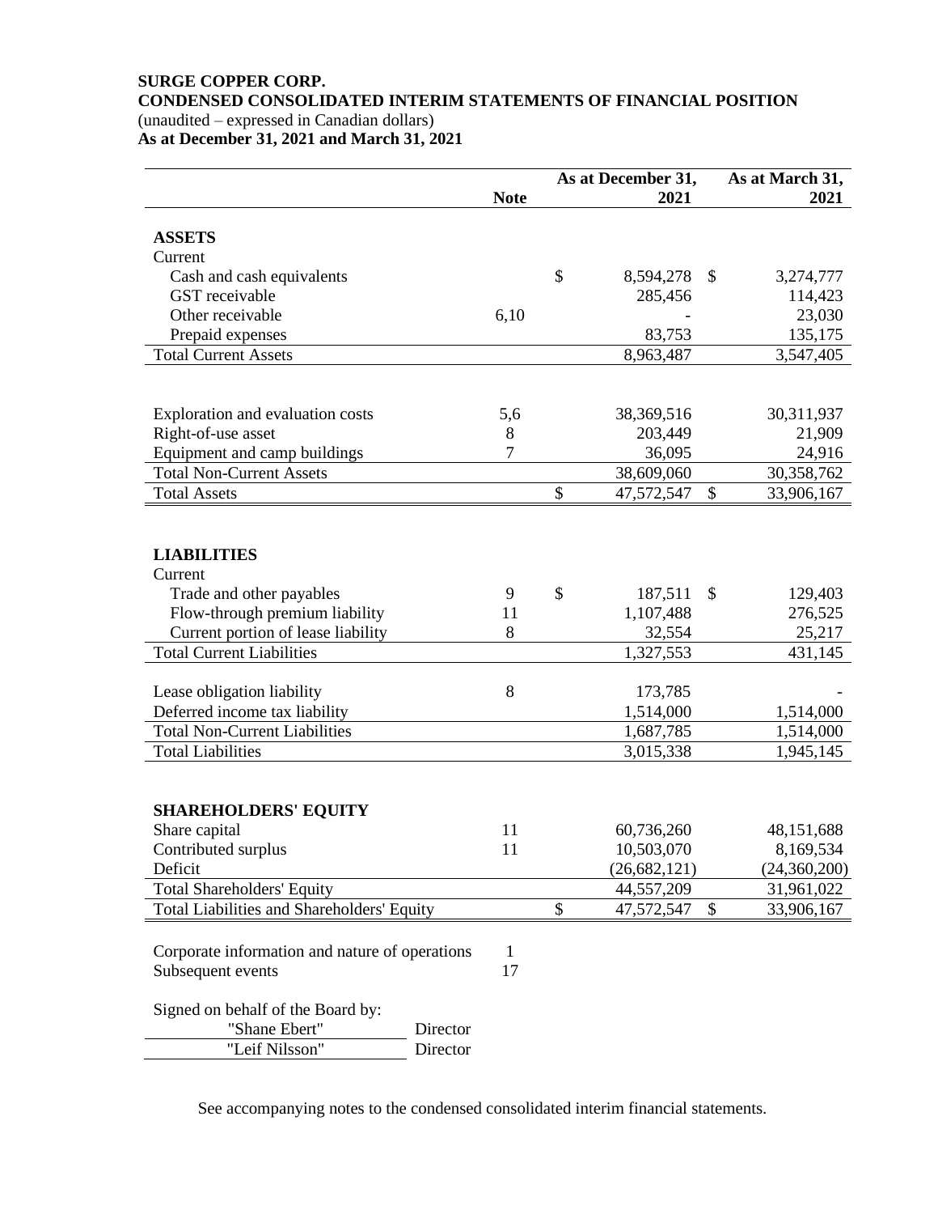**SURGE COPPER CORP.**
**CONDENSED CONSOLIDATED INTERIM STATEMENTS OF FINANCIAL POSITION**
(unaudited – expressed in Canadian dollars)
**As at December 31, 2021 and March 31, 2021**

| | Note | As at December 31, 2021 | As at March 31, 2021 |
|---|---|---|---|
| **ASSETS** | | | |
| Current | | | |
| Cash and cash equivalents | | $ 8,594,278 | $ 3,274,777 |
| GST receivable | | 285,456 | 114,423 |
| Other receivable | 6,10 | - | 23,030 |
| Prepaid expenses | | 83,753 | 135,175 |
| Total Current Assets | | 8,963,487 | 3,547,405 |
| | | | |
| Exploration and evaluation costs | 5,6 | 38,369,516 | 30,311,937 |
| Right-of-use asset | 8 | 203,449 | 21,909 |
| Equipment and camp buildings | 7 | 36,095 | 24,916 |
| Total Non-Current Assets | | 38,609,060 | 30,358,762 |
| Total Assets | | $ 47,572,547 | $ 33,906,167 |
| | | | |
| **LIABILITIES** | | | |
| Current | | | |
| Trade and other payables | 9 | $ 187,511 | $ 129,403 |
| Flow-through premium liability | 11 | 1,107,488 | 276,525 |
| Current portion of lease liability | 8 | 32,554 | 25,217 |
| Total Current Liabilities | | 1,327,553 | 431,145 |
| | | | |
| Lease obligation liability | 8 | 173,785 | - |
| Deferred income tax liability | | 1,514,000 | 1,514,000 |
| Total Non-Current Liabilities | | 1,687,785 | 1,514,000 |
| Total Liabilities | | 3,015,338 | 1,945,145 |
| | | | |
| **SHAREHOLDERS' EQUITY** | | | |
| Share capital | 11 | 60,736,260 | 48,151,688 |
| Contributed surplus | 11 | 10,503,070 | 8,169,534 |
| Deficit | | (26,682,121) | (24,360,200) |
| Total Shareholders' Equity | | 44,557,209 | 31,961,022 |
| Total Liabilities and Shareholders' Equity | | $ 47,572,547 | $ 33,906,167 |

Corporate information and nature of operations 1
Subsequent events 17

Signed on behalf of the Board by:

"Shane Ebert" Director

"Leif Nilsson" Director

See accompanying notes to the condensed consolidated interim financial statements.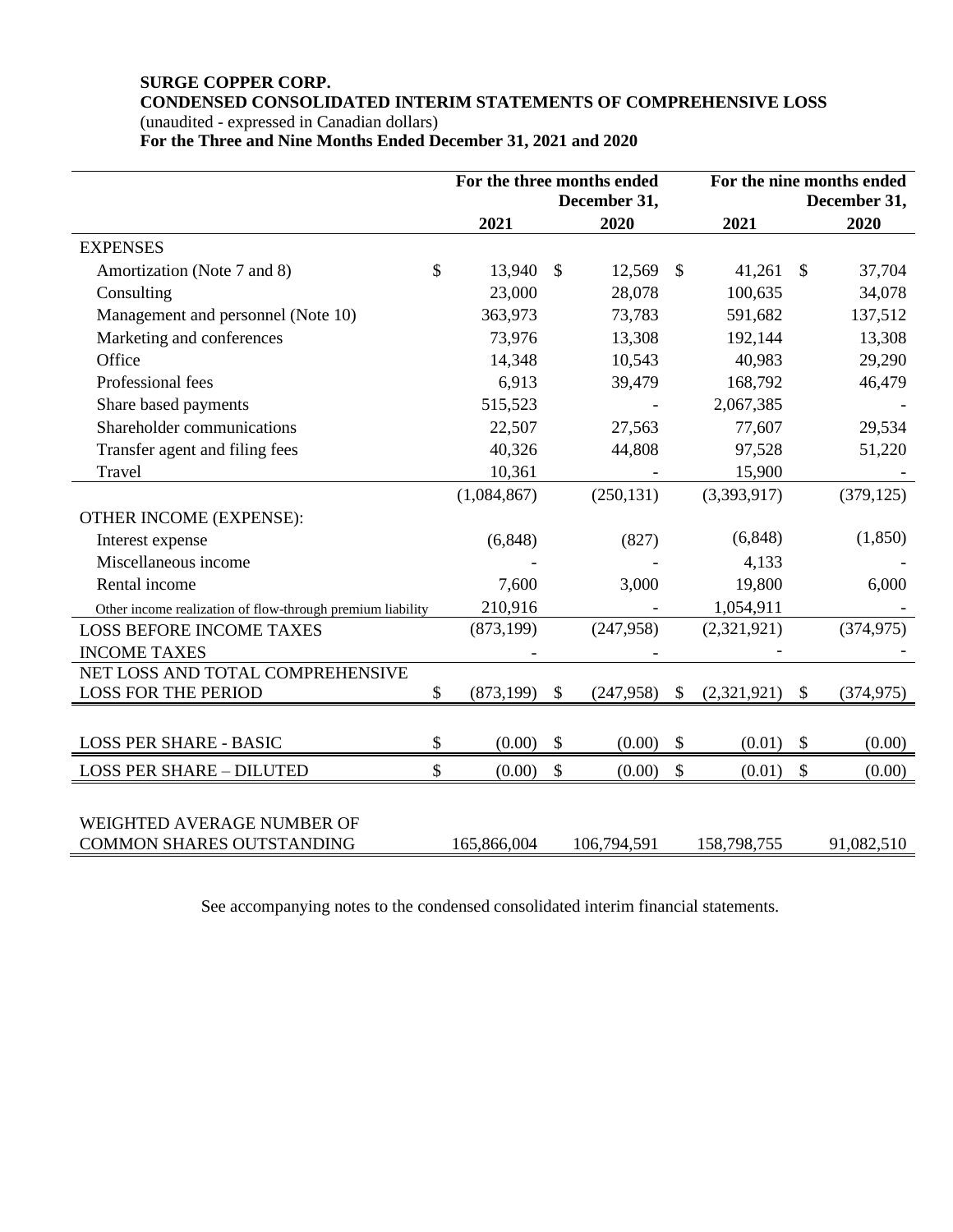**SURGE COPPER CORP.**
**CONDENSED CONSOLIDATED INTERIM STATEMENTS OF COMPREHENSIVE LOSS**
(unaudited - expressed in Canadian dollars)
**For the Three and Nine Months Ended December 31, 2021 and 2020**

| | For the three months ended December 31, | | For the nine months ended December 31, | |
|---|---|---|---|---|
| | **2021** | **2020** | **2021** | **2020** |
| EXPENSES | | | | |
| Amortization (Note 7 and 8) | $ 13,940 | $ 12,569 | $ 41,261 | $ 37,704 |
| Consulting | 23,000 | 28,078 | 100,635 | 34,078 |
| Management and personnel (Note 10) | 363,973 | 73,783 | 591,682 | 137,512 |
| Marketing and conferences | 73,976 | 13,308 | 192,144 | 13,308 |
| Office | 14,348 | 10,543 | 40,983 | 29,290 |
| Professional fees | 6,913 | 39,479 | 168,792 | 46,479 |
| Share based payments | 515,523 | - | 2,067,385 | - |
| Shareholder communications | 22,507 | 27,563 | 77,607 | 29,534 |
| Transfer agent and filing fees | 40,326 | 44,808 | 97,528 | 51,220 |
| Travel | 10,361 | - | 15,900 | - |
| | (1,084,867) | (250,131) | (3,393,917) | (379,125) |
| OTHER INCOME (EXPENSE): | | | | |
| Interest expense | (6,848) | (827) | (6,848) | (1,850) |
| Miscellaneous income | - | - | 4,133 | - |
| Rental income | 7,600 | 3,000 | 19,800 | 6,000 |
| Other income realization of flow-through premium liability | 210,916 | - | 1,054,911 | - |
| LOSS BEFORE INCOME TAXES | (873,199) | (247,958) | (2,321,921) | (374,975) |
| INCOME TAXES | - | - | - | - |
| NET LOSS AND TOTAL COMPREHENSIVE LOSS FOR THE PERIOD | $ (873,199) | $ (247,958) | $ (2,321,921) | $ (374,975) |
| LOSS PER SHARE - BASIC | $ (0.00) | $ (0.00) | $ (0.01) | $ (0.00) |
| LOSS PER SHARE – DILUTED | $ (0.00) | $ (0.00) | $ (0.01) | $ (0.00) |
| WEIGHTED AVERAGE NUMBER OF COMMON SHARES OUTSTANDING | 165,866,004 | 106,794,591 | 158,798,755 | 91,082,510 |

See accompanying notes to the condensed consolidated interim financial statements.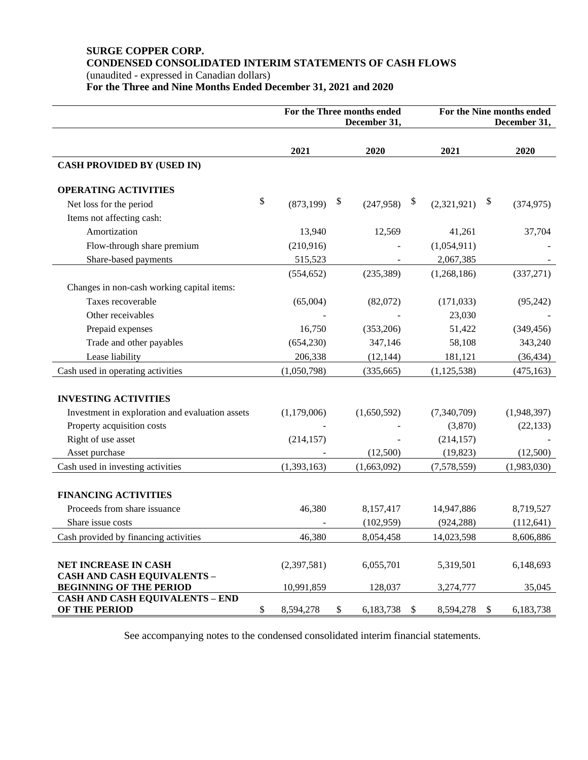**SURGE COPPER CORP.**
**CONDENSED CONSOLIDATED INTERIM STATEMENTS OF CASH FLOWS**
(unaudited - expressed in Canadian dollars)
**For the Three and Nine Months Ended December 31, 2021 and 2020**

| | For the Three months ended December 31, | | For the Nine months ended December 31, | |
|---|---|---|---|---|
| | **2021** | **2020** | **2021** | **2020** |
| **CASH PROVIDED BY (USED IN)** | | | | |
| **OPERATING ACTIVITIES** | | | | |
| Net loss for the period | $ (873,199) | $ (247,958) | $ (2,321,921) | $ (374,975) |
| Items not affecting cash: | | | | |
| Amortization | 13,940 | 12,569 | 41,261 | 37,704 |
| Flow-through share premium | (210,916) | - | (1,054,911) | - |
| Share-based payments | 515,523 | - | 2,067,385 | - |
| | (554,652) | (235,389) | (1,268,186) | (337,271) |
| Changes in non-cash working capital items: | | | | |
| Taxes recoverable | (65,004) | (82,072) | (171,033) | (95,242) |
| Other receivables | - | - | 23,030 | - |
| Prepaid expenses | 16,750 | (353,206) | 51,422 | (349,456) |
| Trade and other payables | (654,230) | 347,146 | 58,108 | 343,240 |
| Lease liability | 206,338 | (12,144) | 181,121 | (36,434) |
| Cash used in operating activities | (1,050,798) | (335,665) | (1,125,538) | (475,163) |
| **INVESTING ACTIVITIES** | | | | |
| Investment in exploration and evaluation assets | (1,179,006) | (1,650,592) | (7,340,709) | (1,948,397) |
| Property acquisition costs | - | - | (3,870) | (22,133) |
| Right of use asset | (214,157) | - | (214,157) | - |
| Asset purchase | - | (12,500) | (19,823) | (12,500) |
| Cash used in investing activities | (1,393,163) | (1,663,092) | (7,578,559) | (1,983,030) |
| **FINANCING ACTIVITIES** | | | | |
| Proceeds from share issuance | 46,380 | 8,157,417 | 14,947,886 | 8,719,527 |
| Share issue costs | - | (102,959) | (924,288) | (112,641) |
| Cash provided by financing activities | 46,380 | 8,054,458 | 14,023,598 | 8,606,886 |
| **NET INCREASE IN CASH** | (2,397,581) | 6,055,701 | 5,319,501 | 6,148,693 |
| **CASH AND CASH EQUIVALENTS – BEGINNING OF THE PERIOD** | 10,991,859 | 128,037 | 3,274,777 | 35,045 |
| **CASH AND CASH EQUIVALENTS – END OF THE PERIOD** | $ 8,594,278 | $ 6,183,738 | $ 8,594,278 | $ 6,183,738 |

See accompanying notes to the condensed consolidated interim financial statements.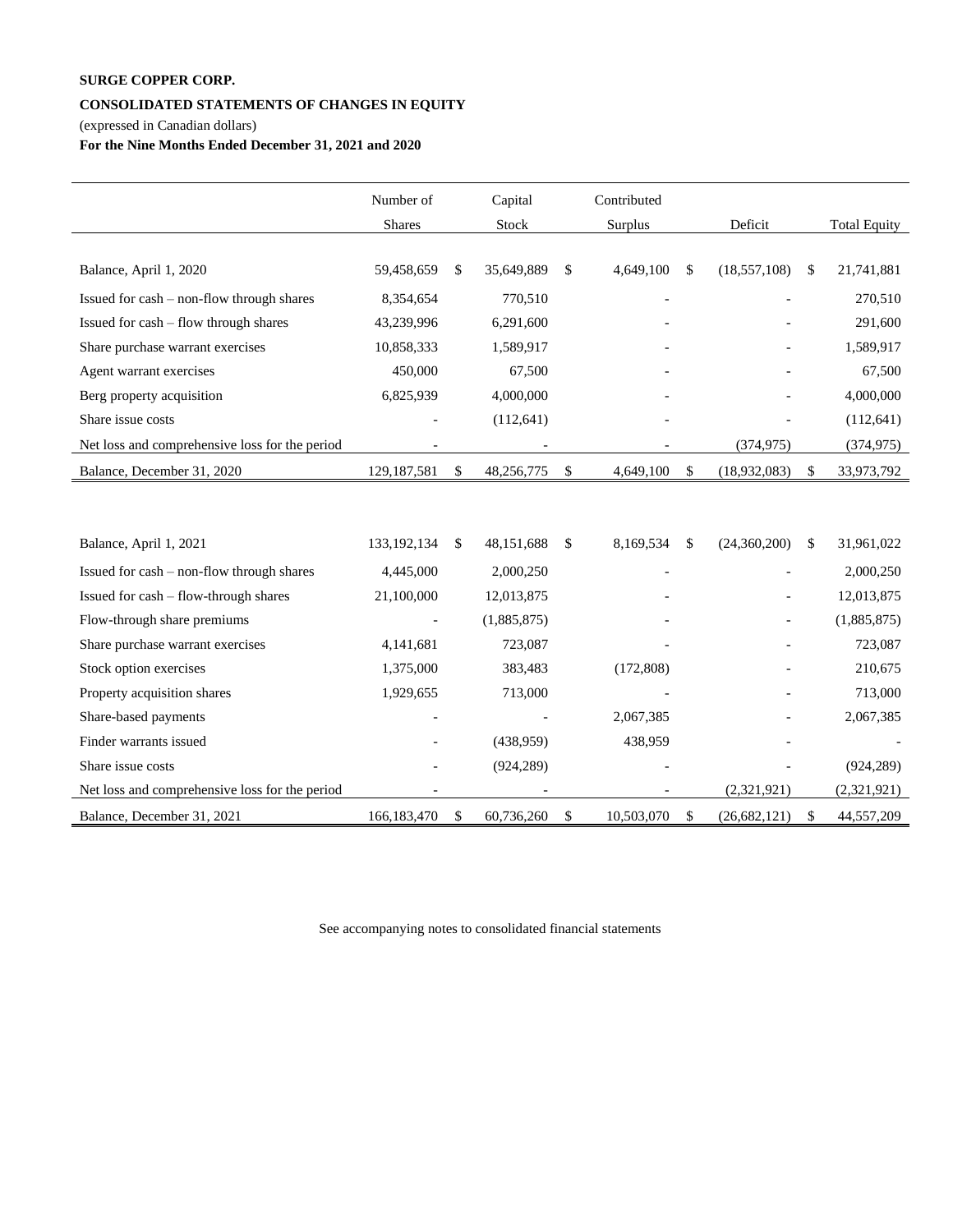**SURGE COPPER CORP.**

**CONSOLIDATED STATEMENTS OF CHANGES IN EQUITY**

(expressed in Canadian dollars)

**For the Nine Months Ended December 31, 2021 and 2020**

| | Number of Shares | Capital Stock | Contributed Surplus | Deficit | Total Equity |
|---|---|---|---|---|---|
| Balance, April 1, 2020 | 59,458,659 | $ 35,649,889 | $ 4,649,100 | $ (18,557,108) | $ 21,741,881 |
| Issued for cash – non-flow through shares | 8,354,654 | 770,510 | - | - | 270,510 |
| Issued for cash – flow through shares | 43,239,996 | 6,291,600 | - | - | 291,600 |
| Share purchase warrant exercises | 10,858,333 | 1,589,917 | - | - | 1,589,917 |
| Agent warrant exercises | 450,000 | 67,500 | - | - | 67,500 |
| Berg property acquisition | 6,825,939 | 4,000,000 | - | - | 4,000,000 |
| Share issue costs | - | (112,641) | - | - | (112,641) |
| Net loss and comprehensive loss for the period | - | - | - | (374,975) | (374,975) |
| Balance, December 31, 2020 | 129,187,581 | $ 48,256,775 | $ 4,649,100 | $ (18,932,083) | $ 33,973,792 |
| | | | | | |
| Balance, April 1, 2021 | 133,192,134 | $ 48,151,688 | $ 8,169,534 | $ (24,360,200) | $ 31,961,022 |
| Issued for cash – non-flow through shares | 4,445,000 | 2,000,250 | - | - | 2,000,250 |
| Issued for cash – flow-through shares | 21,100,000 | 12,013,875 | - | - | 12,013,875 |
| Flow-through share premiums | - | (1,885,875) | - | - | (1,885,875) |
| Share purchase warrant exercises | 4,141,681 | 723,087 | - | - | 723,087 |
| Stock option exercises | 1,375,000 | 383,483 | (172,808) | - | 210,675 |
| Property acquisition shares | 1,929,655 | 713,000 | - | - | 713,000 |
| Share-based payments | - | - | 2,067,385 | - | 2,067,385 |
| Finder warrants issued | - | (438,959) | 438,959 | - | - |
| Share issue costs | - | (924,289) | - | - | (924,289) |
| Net loss and comprehensive loss for the period | - | - | - | (2,321,921) | (2,321,921) |
| Balance, December 31, 2021 | 166,183,470 | $ 60,736,260 | $ 10,503,070 | $ (26,682,121) | $ 44,557,209 |

See accompanying notes to consolidated financial statements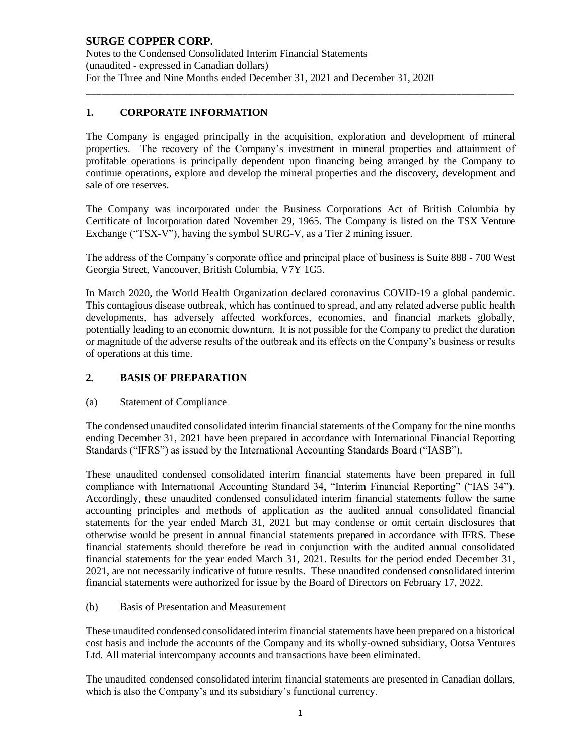# SURGE COPPER CORP.

Notes to the Condensed Consolidated Interim Financial Statements
(unaudited - expressed in Canadian dollars)
For the Three and Nine Months ended December 31, 2021 and December 31, 2020

## 1. CORPORATE INFORMATION

The Company is engaged principally in the acquisition, exploration and development of mineral properties. The recovery of the Company's investment in mineral properties and attainment of profitable operations is principally dependent upon financing being arranged by the Company to continue operations, explore and develop the mineral properties and the discovery, development and sale of ore reserves.

The Company was incorporated under the Business Corporations Act of British Columbia by Certificate of Incorporation dated November 29, 1965. The Company is listed on the TSX Venture Exchange ("TSX-V"), having the symbol SURG-V, as a Tier 2 mining issuer.

The address of the Company's corporate office and principal place of business is Suite 888 - 700 West Georgia Street, Vancouver, British Columbia, V7Y 1G5.

In March 2020, the World Health Organization declared coronavirus COVID-19 a global pandemic. This contagious disease outbreak, which has continued to spread, and any related adverse public health developments, has adversely affected workforces, economies, and financial markets globally, potentially leading to an economic downturn. It is not possible for the Company to predict the duration or magnitude of the adverse results of the outbreak and its effects on the Company's business or results of operations at this time.

## 2. BASIS OF PREPARATION

(a) Statement of Compliance

The condensed unaudited consolidated interim financial statements of the Company for the nine months ending December 31, 2021 have been prepared in accordance with International Financial Reporting Standards ("IFRS") as issued by the International Accounting Standards Board ("IASB").

These unaudited condensed consolidated interim financial statements have been prepared in full compliance with International Accounting Standard 34, "Interim Financial Reporting" ("IAS 34"). Accordingly, these unaudited condensed consolidated interim financial statements follow the same accounting principles and methods of application as the audited annual consolidated financial statements for the year ended March 31, 2021 but may condense or omit certain disclosures that otherwise would be present in annual financial statements prepared in accordance with IFRS. These financial statements should therefore be read in conjunction with the audited annual consolidated financial statements for the year ended March 31, 2021. Results for the period ended December 31, 2021, are not necessarily indicative of future results. These unaudited condensed consolidated interim financial statements were authorized for issue by the Board of Directors on February 17, 2022.

(b) Basis of Presentation and Measurement

These unaudited condensed consolidated interim financial statements have been prepared on a historical cost basis and include the accounts of the Company and its wholly-owned subsidiary, Ootsa Ventures Ltd. All material intercompany accounts and transactions have been eliminated.

The unaudited condensed consolidated interim financial statements are presented in Canadian dollars, which is also the Company's and its subsidiary's functional currency.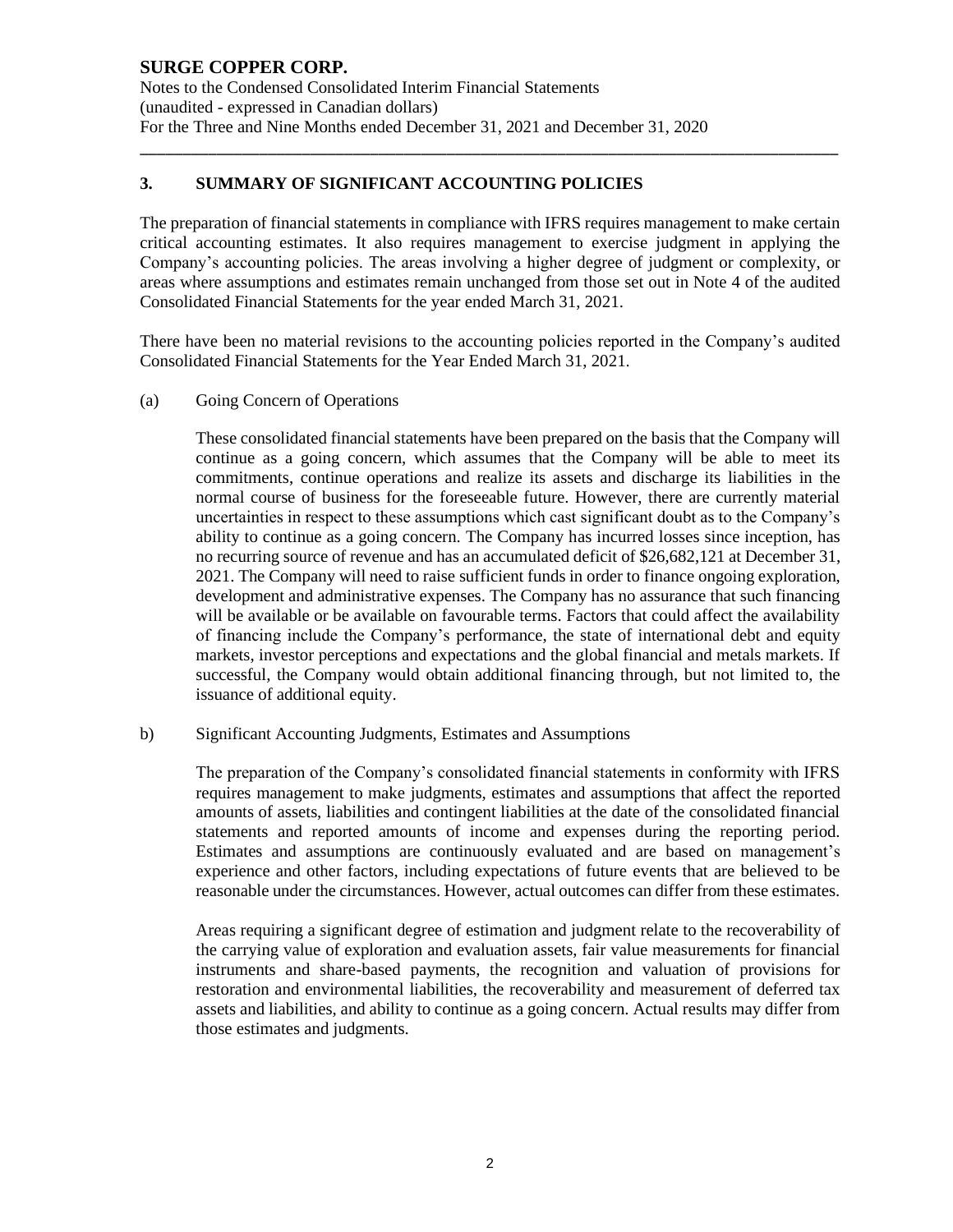## 3. SUMMARY OF SIGNIFICANT ACCOUNTING POLICIES

The preparation of financial statements in compliance with IFRS requires management to make certain critical accounting estimates. It also requires management to exercise judgment in applying the Company's accounting policies. The areas involving a higher degree of judgment or complexity, or areas where assumptions and estimates remain unchanged from those set out in Note 4 of the audited Consolidated Financial Statements for the year ended March 31, 2021.

There have been no material revisions to the accounting policies reported in the Company's audited Consolidated Financial Statements for the Year Ended March 31, 2021.

(a) Going Concern of Operations

These consolidated financial statements have been prepared on the basis that the Company will continue as a going concern, which assumes that the Company will be able to meet its commitments, continue operations and realize its assets and discharge its liabilities in the normal course of business for the foreseeable future. However, there are currently material uncertainties in respect to these assumptions which cast significant doubt as to the Company's ability to continue as a going concern. The Company has incurred losses since inception, has no recurring source of revenue and has an accumulated deficit of $26,682,121 at December 31, 2021. The Company will need to raise sufficient funds in order to finance ongoing exploration, development and administrative expenses. The Company has no assurance that such financing will be available or be available on favourable terms. Factors that could affect the availability of financing include the Company's performance, the state of international debt and equity markets, investor perceptions and expectations and the global financial and metals markets. If successful, the Company would obtain additional financing through, but not limited to, the issuance of additional equity.

b) Significant Accounting Judgments, Estimates and Assumptions

The preparation of the Company's consolidated financial statements in conformity with IFRS requires management to make judgments, estimates and assumptions that affect the reported amounts of assets, liabilities and contingent liabilities at the date of the consolidated financial statements and reported amounts of income and expenses during the reporting period. Estimates and assumptions are continuously evaluated and are based on management's experience and other factors, including expectations of future events that are believed to be reasonable under the circumstances. However, actual outcomes can differ from these estimates.

Areas requiring a significant degree of estimation and judgment relate to the recoverability of the carrying value of exploration and evaluation assets, fair value measurements for financial instruments and share-based payments, the recognition and valuation of provisions for restoration and environmental liabilities, the recoverability and measurement of deferred tax assets and liabilities, and ability to continue as a going concern. Actual results may differ from those estimates and judgments.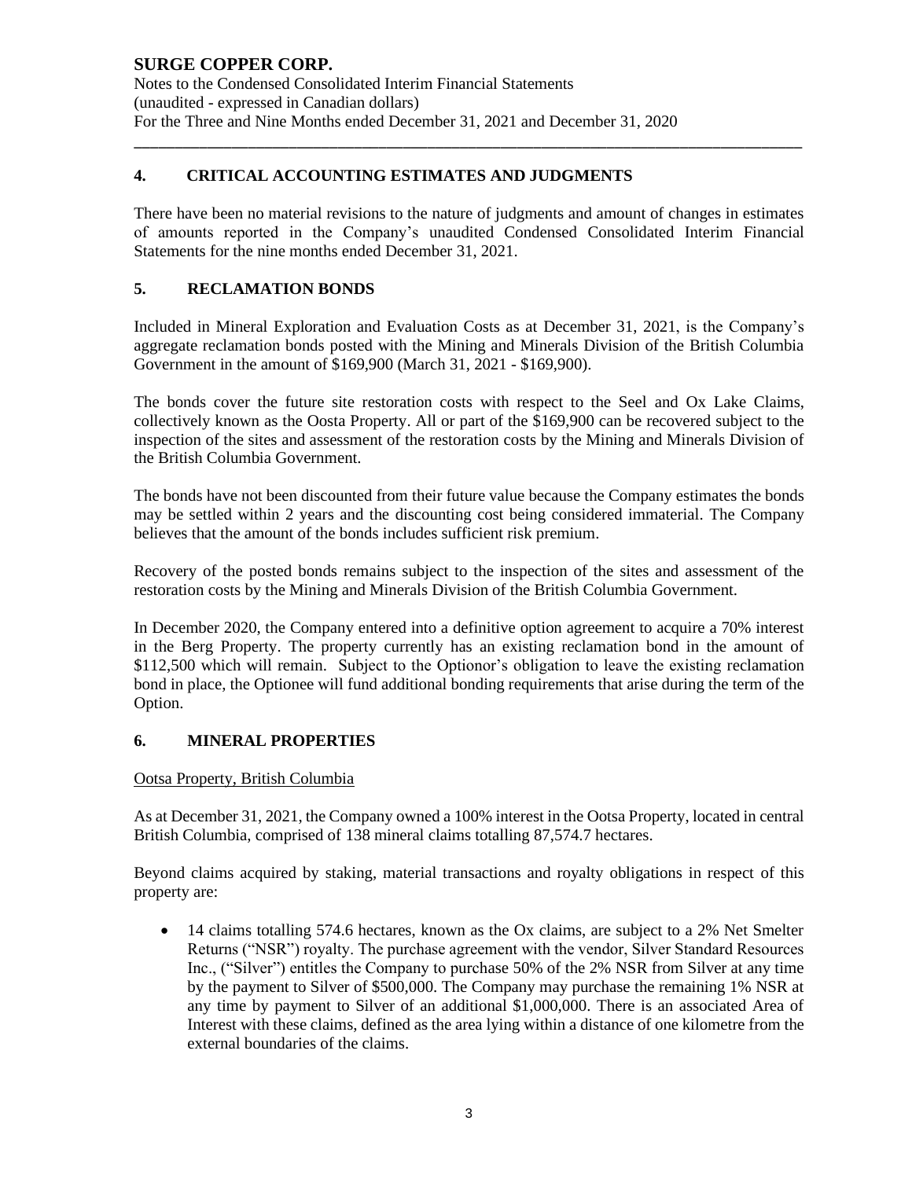## 4. CRITICAL ACCOUNTING ESTIMATES AND JUDGMENTS

There have been no material revisions to the nature of judgments and amount of changes in estimates of amounts reported in the Company's unaudited Condensed Consolidated Interim Financial Statements for the nine months ended December 31, 2021.

## 5. RECLAMATION BONDS

Included in Mineral Exploration and Evaluation Costs as at December 31, 2021, is the Company's aggregate reclamation bonds posted with the Mining and Minerals Division of the British Columbia Government in the amount of $169,900 (March 31, 2021 - $169,900).

The bonds cover the future site restoration costs with respect to the Seel and Ox Lake Claims, collectively known as the Oosta Property. All or part of the $169,900 can be recovered subject to the inspection of the sites and assessment of the restoration costs by the Mining and Minerals Division of the British Columbia Government.

The bonds have not been discounted from their future value because the Company estimates the bonds may be settled within 2 years and the discounting cost being considered immaterial. The Company believes that the amount of the bonds includes sufficient risk premium.

Recovery of the posted bonds remains subject to the inspection of the sites and assessment of the restoration costs by the Mining and Minerals Division of the British Columbia Government.

In December 2020, the Company entered into a definitive option agreement to acquire a 70% interest in the Berg Property. The property currently has an existing reclamation bond in the amount of $112,500 which will remain. Subject to the Optionor's obligation to leave the existing reclamation bond in place, the Optionee will fund additional bonding requirements that arise during the term of the Option.

## 6. MINERAL PROPERTIES

Ootsa Property, British Columbia

As at December 31, 2021, the Company owned a 100% interest in the Ootsa Property, located in central British Columbia, comprised of 138 mineral claims totalling 87,574.7 hectares.

Beyond claims acquired by staking, material transactions and royalty obligations in respect of this property are:

- 14 claims totalling 574.6 hectares, known as the Ox claims, are subject to a 2% Net Smelter Returns ("NSR") royalty. The purchase agreement with the vendor, Silver Standard Resources Inc., ("Silver") entitles the Company to purchase 50% of the 2% NSR from Silver at any time by the payment to Silver of $500,000. The Company may purchase the remaining 1% NSR at any time by payment to Silver of an additional $1,000,000. There is an associated Area of Interest with these claims, defined as the area lying within a distance of one kilometre from the external boundaries of the claims.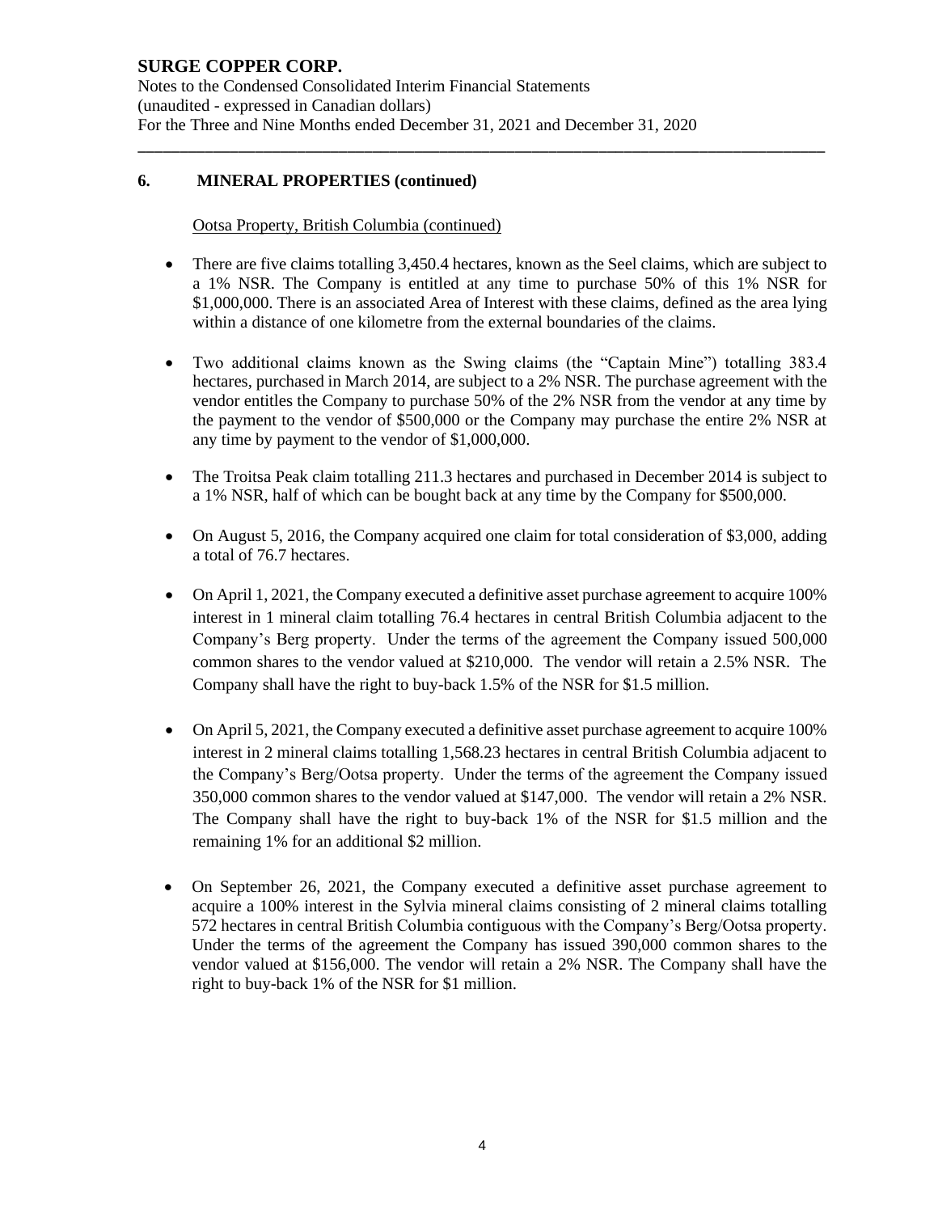## 6. MINERAL PROPERTIES (continued)

Ootsa Property, British Columbia (continued)

- There are five claims totalling 3,450.4 hectares, known as the Seel claims, which are subject to a 1% NSR. The Company is entitled at any time to purchase 50% of this 1% NSR for $1,000,000. There is an associated Area of Interest with these claims, defined as the area lying within a distance of one kilometre from the external boundaries of the claims.
- Two additional claims known as the Swing claims (the "Captain Mine") totalling 383.4 hectares, purchased in March 2014, are subject to a 2% NSR. The purchase agreement with the vendor entitles the Company to purchase 50% of the 2% NSR from the vendor at any time by the payment to the vendor of $500,000 or the Company may purchase the entire 2% NSR at any time by payment to the vendor of $1,000,000.
- The Troitsa Peak claim totalling 211.3 hectares and purchased in December 2014 is subject to a 1% NSR, half of which can be bought back at any time by the Company for $500,000.
- On August 5, 2016, the Company acquired one claim for total consideration of $3,000, adding a total of 76.7 hectares.
- On April 1, 2021, the Company executed a definitive asset purchase agreement to acquire 100% interest in 1 mineral claim totalling 76.4 hectares in central British Columbia adjacent to the Company's Berg property. Under the terms of the agreement the Company issued 500,000 common shares to the vendor valued at $210,000. The vendor will retain a 2.5% NSR. The Company shall have the right to buy-back 1.5% of the NSR for $1.5 million.
- On April 5, 2021, the Company executed a definitive asset purchase agreement to acquire 100% interest in 2 mineral claims totalling 1,568.23 hectares in central British Columbia adjacent to the Company's Berg/Ootsa property. Under the terms of the agreement the Company issued 350,000 common shares to the vendor valued at $147,000. The vendor will retain a 2% NSR. The Company shall have the right to buy-back 1% of the NSR for $1.5 million and the remaining 1% for an additional $2 million.
- On September 26, 2021, the Company executed a definitive asset purchase agreement to acquire a 100% interest in the Sylvia mineral claims consisting of 2 mineral claims totalling 572 hectares in central British Columbia contiguous with the Company's Berg/Ootsa property. Under the terms of the agreement the Company has issued 390,000 common shares to the vendor valued at $156,000. The vendor will retain a 2% NSR. The Company shall have the right to buy-back 1% of the NSR for $1 million.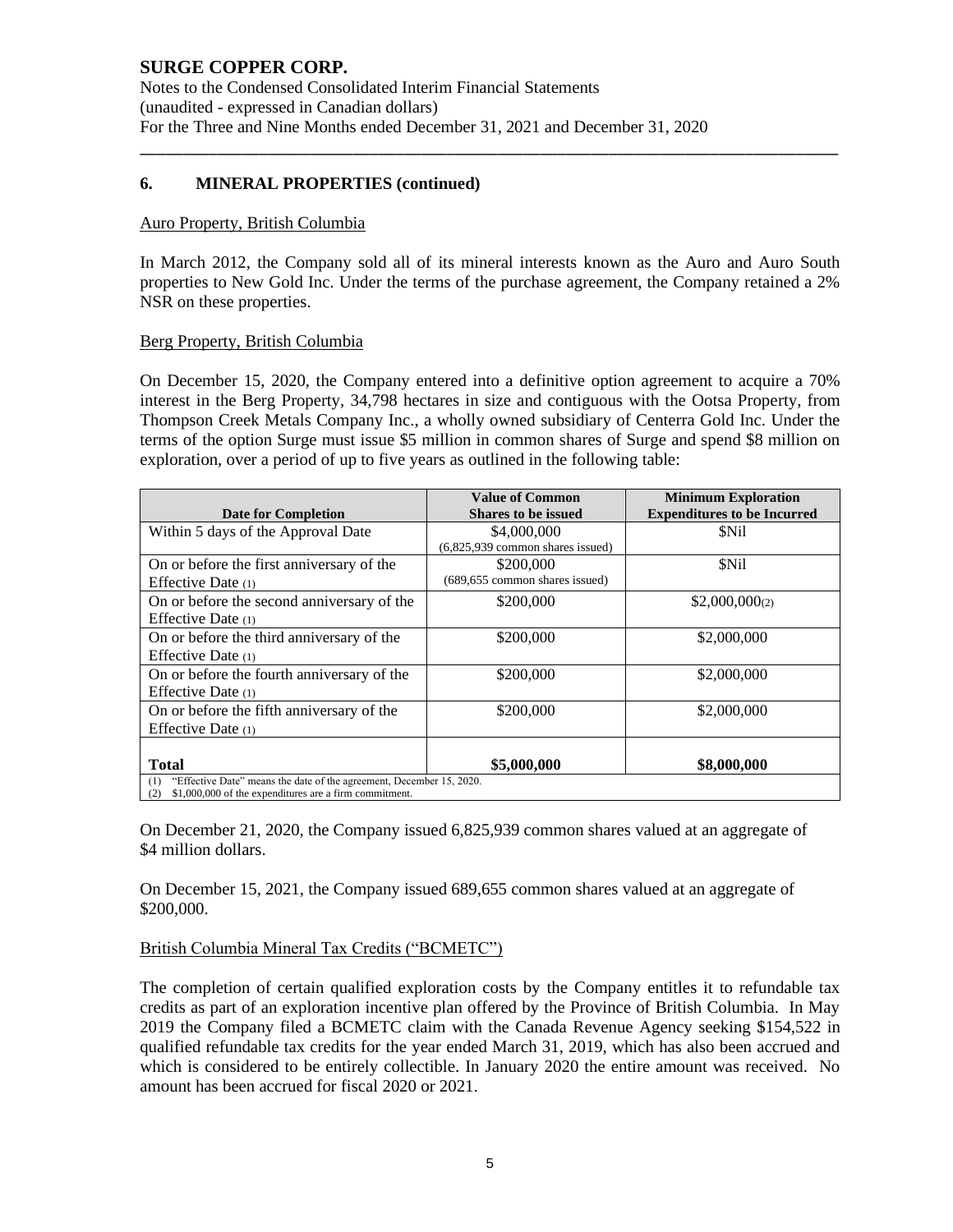## 6. MINERAL PROPERTIES (continued)

### Auro Property, British Columbia

In March 2012, the Company sold all of its mineral interests known as the Auro and Auro South properties to New Gold Inc. Under the terms of the purchase agreement, the Company retained a 2% NSR on these properties.

### Berg Property, British Columbia

On December 15, 2020, the Company entered into a definitive option agreement to acquire a 70% interest in the Berg Property, 34,798 hectares in size and contiguous with the Ootsa Property, from Thompson Creek Metals Company Inc., a wholly owned subsidiary of Centerra Gold Inc. Under the terms of the option Surge must issue $5 million in common shares of Surge and spend $8 million on exploration, over a period of up to five years as outlined in the following table:

| Date for Completion | Value of Common Shares to be issued | Minimum Exploration Expenditures to be Incurred |
|---|---|---|
| Within 5 days of the Approval Date | $4,000,000 (6,825,939 common shares issued) | $Nil |
| On or before the first anniversary of the Effective Date (1) | $200,000 (689,655 common shares issued) | $Nil |
| On or before the second anniversary of the Effective Date (1) | $200,000 | $2,000,000(2) |
| On or before the third anniversary of the Effective Date (1) | $200,000 | $2,000,000 |
| On or before the fourth anniversary of the Effective Date (1) | $200,000 | $2,000,000 |
| On or before the fifth anniversary of the Effective Date (1) | $200,000 | $2,000,000 |
| **Total** | **$5,000,000** | **$8,000,000** |

(1) "Effective Date" means the date of the agreement, December 15, 2020.
(2) $1,000,000 of the expenditures are a firm commitment.

On December 21, 2020, the Company issued 6,825,939 common shares valued at an aggregate of $4 million dollars.

On December 15, 2021, the Company issued 689,655 common shares valued at an aggregate of $200,000.

### British Columbia Mineral Tax Credits ("BCMETC")

The completion of certain qualified exploration costs by the Company entitles it to refundable tax credits as part of an exploration incentive plan offered by the Province of British Columbia. In May 2019 the Company filed a BCMETC claim with the Canada Revenue Agency seeking $154,522 in qualified refundable tax credits for the year ended March 31, 2019, which has also been accrued and which is considered to be entirely collectible. In January 2020 the entire amount was received. No amount has been accrued for fiscal 2020 or 2021.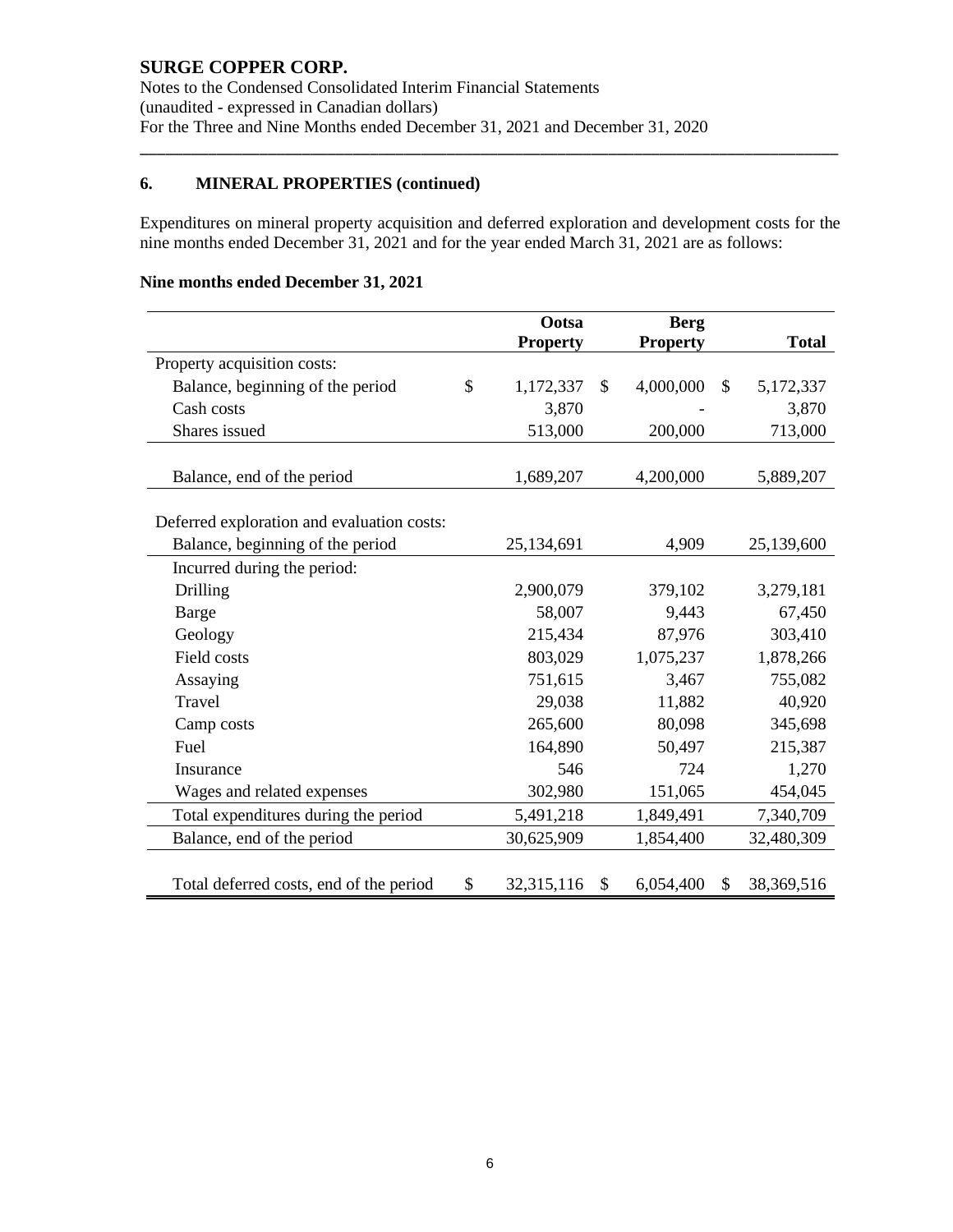**SURGE COPPER CORP.**
Notes to the Condensed Consolidated Interim Financial Statements
(unaudited - expressed in Canadian dollars)
For the Three and Nine Months ended December 31, 2021 and December 31, 2020

## 6. MINERAL PROPERTIES (continued)

Expenditures on mineral property acquisition and deferred exploration and development costs for the nine months ended December 31, 2021 and for the year ended March 31, 2021 are as follows:

### Nine months ended December 31, 2021

| | Ootsa Property | Berg Property | Total |
|---|---|---|---|
| Property acquisition costs: | | | |
| Balance, beginning of the period | $ 1,172,337 | $ 4,000,000 | $ 5,172,337 |
| Cash costs | 3,870 | - | 3,870 |
| Shares issued | 513,000 | 200,000 | 713,000 |
| Balance, end of the period | 1,689,207 | 4,200,000 | 5,889,207 |
| Deferred exploration and evaluation costs: | | | |
| Balance, beginning of the period | 25,134,691 | 4,909 | 25,139,600 |
| Incurred during the period: | | | |
| Drilling | 2,900,079 | 379,102 | 3,279,181 |
| Barge | 58,007 | 9,443 | 67,450 |
| Geology | 215,434 | 87,976 | 303,410 |
| Field costs | 803,029 | 1,075,237 | 1,878,266 |
| Assaying | 751,615 | 3,467 | 755,082 |
| Travel | 29,038 | 11,882 | 40,920 |
| Camp costs | 265,600 | 80,098 | 345,698 |
| Fuel | 164,890 | 50,497 | 215,387 |
| Insurance | 546 | 724 | 1,270 |
| Wages and related expenses | 302,980 | 151,065 | 454,045 |
| Total expenditures during the period | 5,491,218 | 1,849,491 | 7,340,709 |
| Balance, end of the period | 30,625,909 | 1,854,400 | 32,480,309 |
| Total deferred costs, end of the period | $ 32,315,116 | $ 6,054,400 | $ 38,369,516 |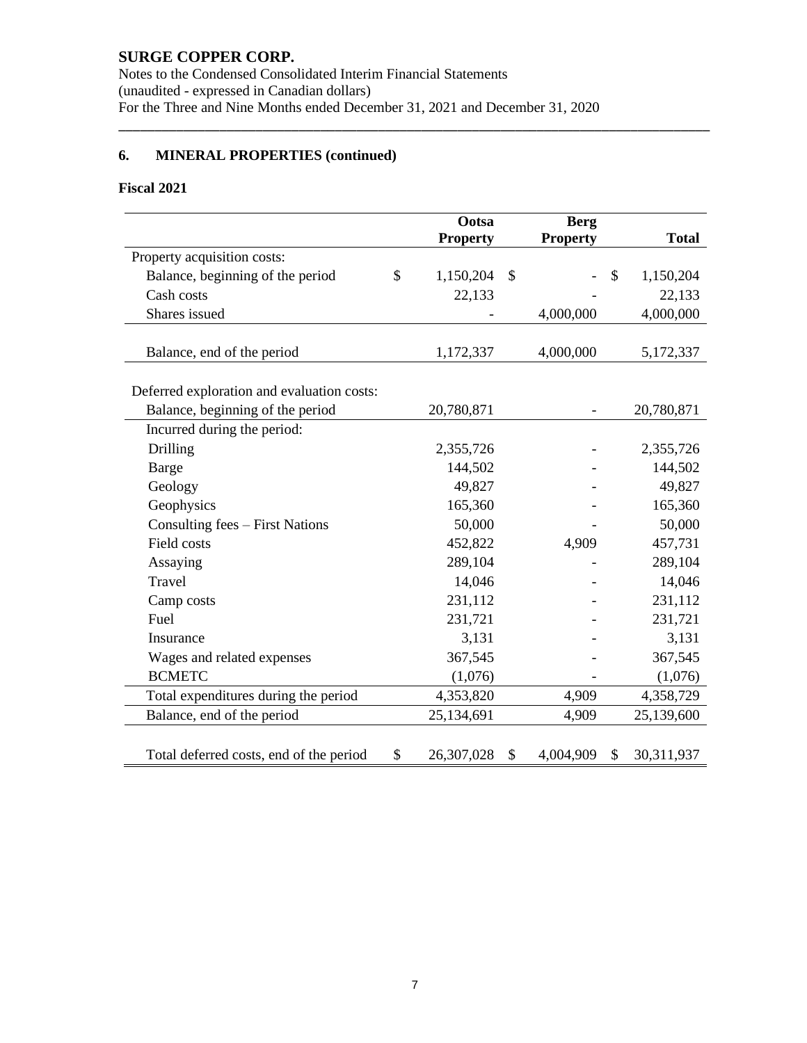# SURGE COPPER CORP.

Notes to the Condensed Consolidated Interim Financial Statements
(unaudited - expressed in Canadian dollars)
For the Three and Nine Months ended December 31, 2021 and December 31, 2020

## 6. MINERAL PROPERTIES (continued)

### Fiscal 2021

| | Ootsa Property | Berg Property | Total |
|---|---|---|---|
| Property acquisition costs: | | | |
| Balance, beginning of the period | $ 1,150,204 | $ - | $ 1,150,204 |
| Cash costs | 22,133 | - | 22,133 |
| Shares issued | - | 4,000,000 | 4,000,000 |
| Balance, end of the period | 1,172,337 | 4,000,000 | 5,172,337 |
| Deferred exploration and evaluation costs: | | | |
| Balance, beginning of the period | 20,780,871 | - | 20,780,871 |
| Incurred during the period: | | | |
| Drilling | 2,355,726 | - | 2,355,726 |
| Barge | 144,502 | - | 144,502 |
| Geology | 49,827 | - | 49,827 |
| Geophysics | 165,360 | - | 165,360 |
| Consulting fees – First Nations | 50,000 | - | 50,000 |
| Field costs | 452,822 | 4,909 | 457,731 |
| Assaying | 289,104 | - | 289,104 |
| Travel | 14,046 | - | 14,046 |
| Camp costs | 231,112 | - | 231,112 |
| Fuel | 231,721 | - | 231,721 |
| Insurance | 3,131 | - | 3,131 |
| Wages and related expenses | 367,545 | - | 367,545 |
| BCMETC | (1,076) | - | (1,076) |
| Total expenditures during the period | 4,353,820 | 4,909 | 4,358,729 |
| Balance, end of the period | 25,134,691 | 4,909 | 25,139,600 |
| Total deferred costs, end of the period | $ 26,307,028 | $ 4,004,909 | $ 30,311,937 |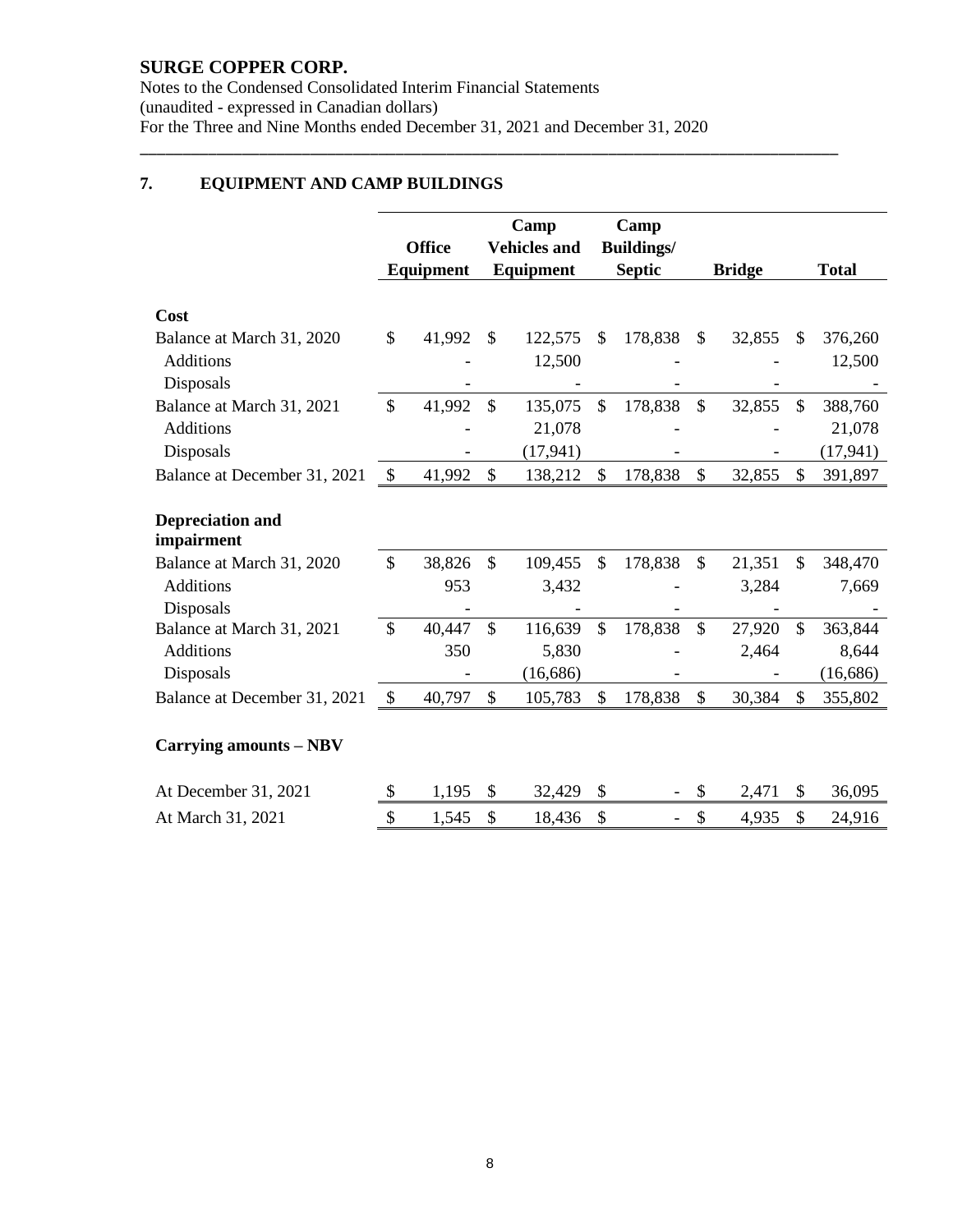## 7. EQUIPMENT AND CAMP BUILDINGS

| | Office Equipment | Camp Vehicles and Equipment | Camp Buildings/ Septic | Bridge | Total |
|---|---|---|---|---|---|
| **Cost** | | | | | |
| Balance at March 31, 2020 | $ 41,992 | $ 122,575 | $ 178,838 | $ 32,855 | $ 376,260 |
| Additions | - | 12,500 | - | - | 12,500 |
| Disposals | - | - | - | - | - |
| Balance at March 31, 2021 | $ 41,992 | $ 135,075 | $ 178,838 | $ 32,855 | $ 388,760 |
| Additions | - | 21,078 | - | - | 21,078 |
| Disposals | - | (17,941) | - | - | (17,941) |
| Balance at December 31, 2021 | $ 41,992 | $ 138,212 | $ 178,838 | $ 32,855 | $ 391,897 |
| **Depreciation and impairment** | | | | | |
| Balance at March 31, 2020 | $ 38,826 | $ 109,455 | $ 178,838 | $ 21,351 | $ 348,470 |
| Additions | 953 | 3,432 | - | 3,284 | 7,669 |
| Disposals | - | - | - | - | - |
| Balance at March 31, 2021 | $ 40,447 | $ 116,639 | $ 178,838 | $ 27,920 | $ 363,844 |
| Additions | 350 | 5,830 | - | 2,464 | 8,644 |
| Disposals | - | (16,686) | - | - | (16,686) |
| Balance at December 31, 2021 | $ 40,797 | $ 105,783 | $ 178,838 | $ 30,384 | $ 355,802 |
| **Carrying amounts – NBV** | | | | | |
| At December 31, 2021 | $ 1,195 | $ 32,429 | $ - | $ 2,471 | $ 36,095 |
| At March 31, 2021 | $ 1,545 | $ 18,436 | $ - | $ 4,935 | $ 24,916 |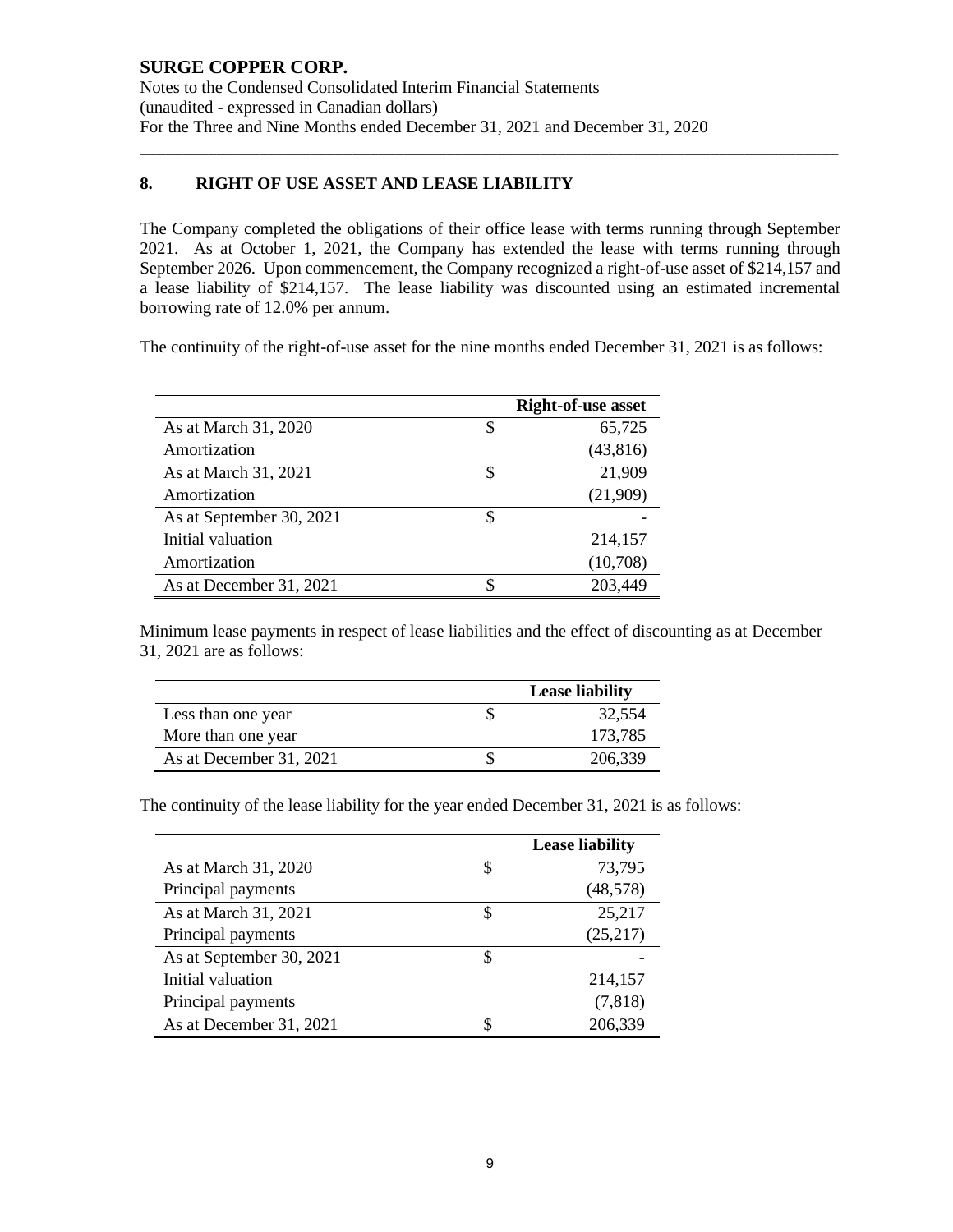# SURGE COPPER CORP.

Notes to the Condensed Consolidated Interim Financial Statements
(unaudited - expressed in Canadian dollars)
For the Three and Nine Months ended December 31, 2021 and December 31, 2020

## 8. RIGHT OF USE ASSET AND LEASE LIABILITY

The Company completed the obligations of their office lease with terms running through September 2021. As at October 1, 2021, the Company has extended the lease with terms running through September 2026. Upon commencement, the Company recognized a right-of-use asset of $214,157 and a lease liability of $214,157. The lease liability was discounted using an estimated incremental borrowing rate of 12.0% per annum.

The continuity of the right-of-use asset for the nine months ended December 31, 2021 is as follows:

| | | Right-of-use asset |
|---|---|---|
| As at March 31, 2020 | $ | 65,725 |
| Amortization | | (43,816) |
| As at March 31, 2021 | $ | 21,909 |
| Amortization | | (21,909) |
| As at September 30, 2021 | $ | - |
| Initial valuation | | 214,157 |
| Amortization | | (10,708) |
| As at December 31, 2021 | $ | 203,449 |

Minimum lease payments in respect of lease liabilities and the effect of discounting as at December 31, 2021 are as follows:

| | | Lease liability |
|---|---|---|
| Less than one year | $ | 32,554 |
| More than one year | | 173,785 |
| As at December 31, 2021 | $ | 206,339 |

The continuity of the lease liability for the year ended December 31, 2021 is as follows:

| | | Lease liability |
|---|---|---|
| As at March 31, 2020 | $ | 73,795 |
| Principal payments | | (48,578) |
| As at March 31, 2021 | $ | 25,217 |
| Principal payments | | (25,217) |
| As at September 30, 2021 | $ | - |
| Initial valuation | | 214,157 |
| Principal payments | | (7,818) |
| As at December 31, 2021 | $ | 206,339 |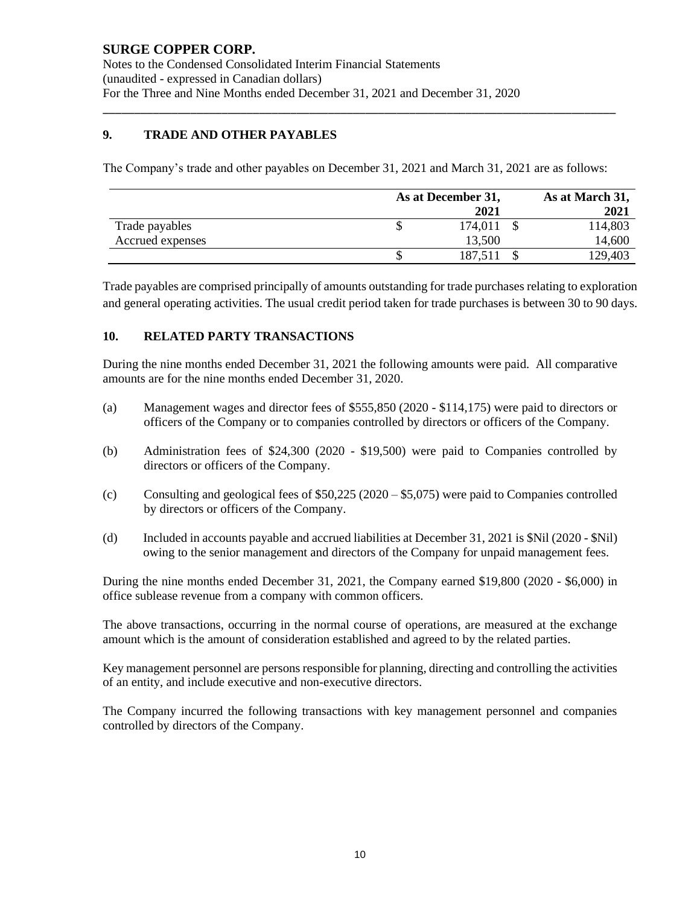## 9. TRADE AND OTHER PAYABLES

The Company's trade and other payables on December 31, 2021 and March 31, 2021 are as follows:

| | As at December 31, 2021 | As at March 31, 2021 |
|---|---|---|
| Trade payables | $ 174,011 | $ 114,803 |
| Accrued expenses | 13,500 | 14,600 |
| | $ 187,511 | $ 129,403 |

Trade payables are comprised principally of amounts outstanding for trade purchases relating to exploration and general operating activities. The usual credit period taken for trade purchases is between 30 to 90 days.

## 10. RELATED PARTY TRANSACTIONS

During the nine months ended December 31, 2021 the following amounts were paid. All comparative amounts are for the nine months ended December 31, 2020.

(a) Management wages and director fees of $555,850 (2020 - $114,175) were paid to directors or officers of the Company or to companies controlled by directors or officers of the Company.

(b) Administration fees of $24,300 (2020 - $19,500) were paid to Companies controlled by directors or officers of the Company.

(c) Consulting and geological fees of $50,225 (2020 – $5,075) were paid to Companies controlled by directors or officers of the Company.

(d) Included in accounts payable and accrued liabilities at December 31, 2021 is $Nil (2020 - $Nil) owing to the senior management and directors of the Company for unpaid management fees.

During the nine months ended December 31, 2021, the Company earned $19,800 (2020 - $6,000) in office sublease revenue from a company with common officers.

The above transactions, occurring in the normal course of operations, are measured at the exchange amount which is the amount of consideration established and agreed to by the related parties.

Key management personnel are persons responsible for planning, directing and controlling the activities of an entity, and include executive and non-executive directors.

The Company incurred the following transactions with key management personnel and companies controlled by directors of the Company.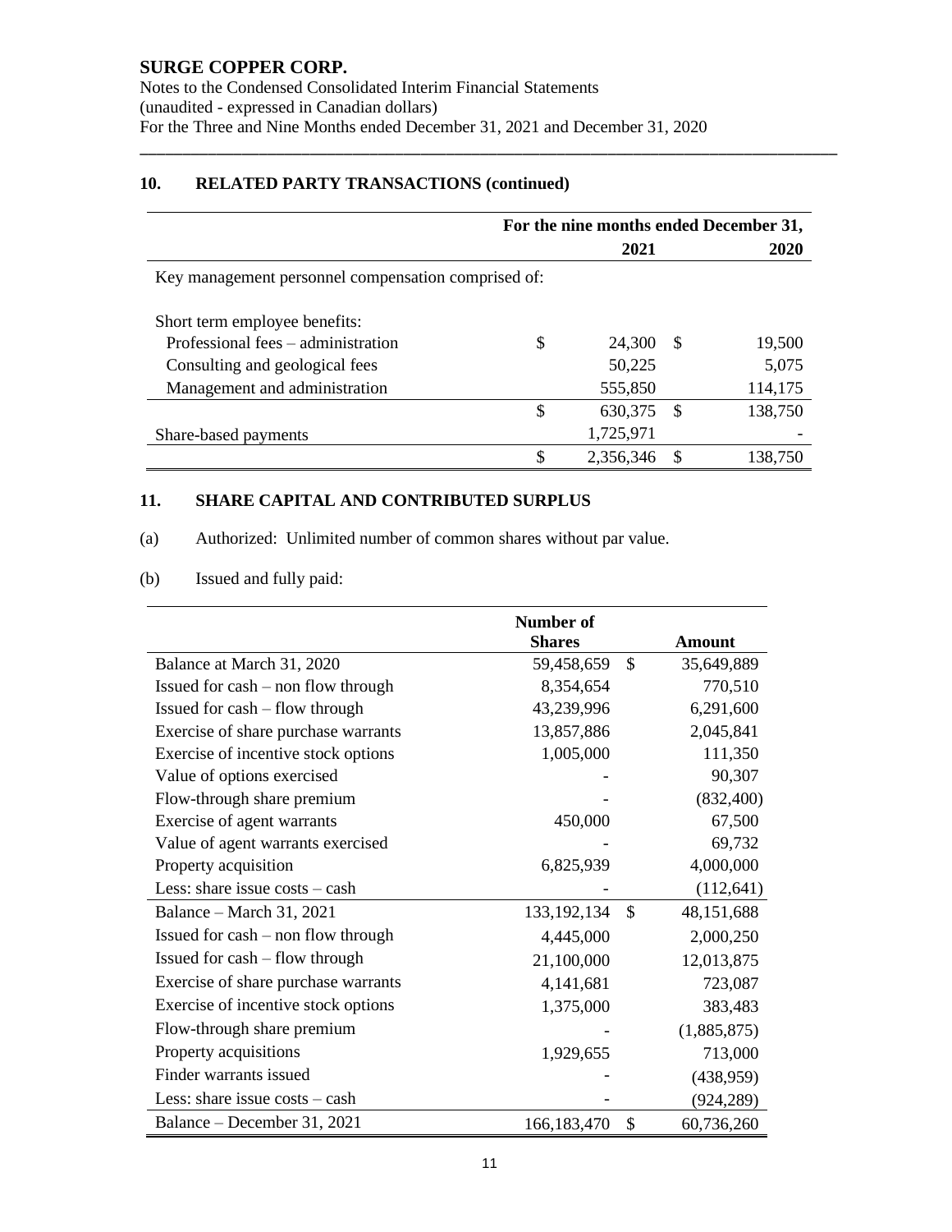## 10. RELATED PARTY TRANSACTIONS (continued)

| | For the nine months ended December 31, | |
|---|---|---|
| | 2021 | 2020 |
| Key management personnel compensation comprised of: | | |
| Short term employee benefits: | | |
| Professional fees – administration | $ 24,300 | $ 19,500 |
| Consulting and geological fees | 50,225 | 5,075 |
| Management and administration | 555,850 | 114,175 |
| | $ 630,375 | $ 138,750 |
| Share-based payments | 1,725,971 | - |
| | $ 2,356,346 | $ 138,750 |

## 11. SHARE CAPITAL AND CONTRIBUTED SURPLUS

(a) Authorized: Unlimited number of common shares without par value.

(b) Issued and fully paid:

| | Number of Shares | Amount |
|---|---|---|
| Balance at March 31, 2020 | 59,458,659 | $ 35,649,889 |
| Issued for cash – non flow through | 8,354,654 | 770,510 |
| Issued for cash – flow through | 43,239,996 | 6,291,600 |
| Exercise of share purchase warrants | 13,857,886 | 2,045,841 |
| Exercise of incentive stock options | 1,005,000 | 111,350 |
| Value of options exercised | - | 90,307 |
| Flow-through share premium | - | (832,400) |
| Exercise of agent warrants | 450,000 | 67,500 |
| Value of agent warrants exercised | - | 69,732 |
| Property acquisition | 6,825,939 | 4,000,000 |
| Less: share issue costs – cash | - | (112,641) |
| Balance – March 31, 2021 | 133,192,134 | $ 48,151,688 |
| Issued for cash – non flow through | 4,445,000 | 2,000,250 |
| Issued for cash – flow through | 21,100,000 | 12,013,875 |
| Exercise of share purchase warrants | 4,141,681 | 723,087 |
| Exercise of incentive stock options | 1,375,000 | 383,483 |
| Flow-through share premium | - | (1,885,875) |
| Property acquisitions | 1,929,655 | 713,000 |
| Finder warrants issued | - | (438,959) |
| Less: share issue costs – cash | - | (924,289) |
| Balance – December 31, 2021 | 166,183,470 | $ 60,736,260 |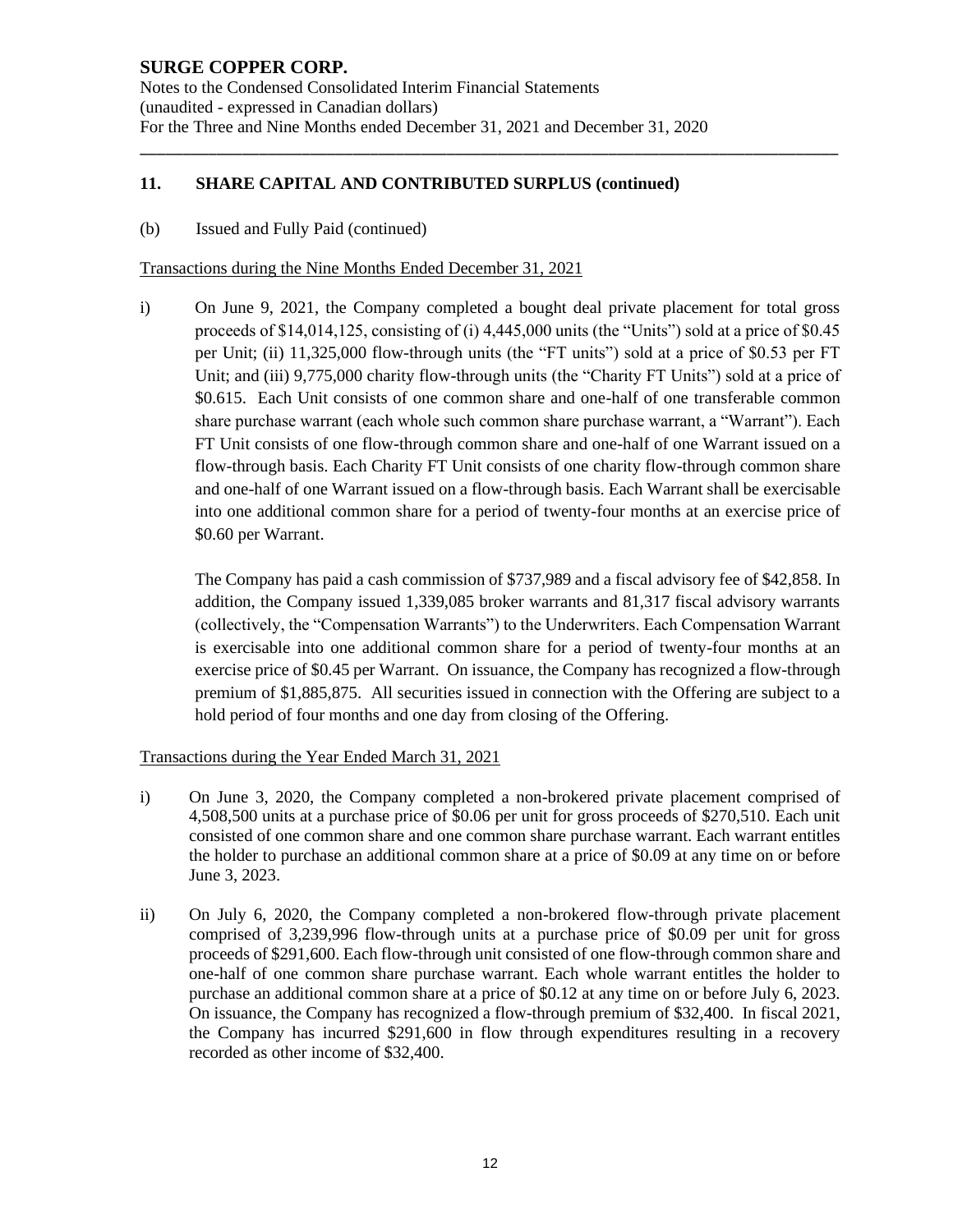## 11. SHARE CAPITAL AND CONTRIBUTED SURPLUS (continued)

(b) Issued and Fully Paid (continued)

Transactions during the Nine Months Ended December 31, 2021

i) On June 9, 2021, the Company completed a bought deal private placement for total gross proceeds of $14,014,125, consisting of (i) 4,445,000 units (the "Units") sold at a price of $0.45 per Unit; (ii) 11,325,000 flow-through units (the "FT units") sold at a price of $0.53 per FT Unit; and (iii) 9,775,000 charity flow-through units (the "Charity FT Units") sold at a price of $0.615. Each Unit consists of one common share and one-half of one transferable common share purchase warrant (each whole such common share purchase warrant, a "Warrant"). Each FT Unit consists of one flow-through common share and one-half of one Warrant issued on a flow-through basis. Each Charity FT Unit consists of one charity flow-through common share and one-half of one Warrant issued on a flow-through basis. Each Warrant shall be exercisable into one additional common share for a period of twenty-four months at an exercise price of $0.60 per Warrant.

   The Company has paid a cash commission of $737,989 and a fiscal advisory fee of $42,858. In addition, the Company issued 1,339,085 broker warrants and 81,317 fiscal advisory warrants (collectively, the "Compensation Warrants") to the Underwriters. Each Compensation Warrant is exercisable into one additional common share for a period of twenty-four months at an exercise price of $0.45 per Warrant. On issuance, the Company has recognized a flow-through premium of $1,885,875. All securities issued in connection with the Offering are subject to a hold period of four months and one day from closing of the Offering.

Transactions during the Year Ended March 31, 2021

i) On June 3, 2020, the Company completed a non-brokered private placement comprised of 4,508,500 units at a purchase price of $0.06 per unit for gross proceeds of $270,510. Each unit consisted of one common share and one common share purchase warrant. Each warrant entitles the holder to purchase an additional common share at a price of $0.09 at any time on or before June 3, 2023.

ii) On July 6, 2020, the Company completed a non-brokered flow-through private placement comprised of 3,239,996 flow-through units at a purchase price of $0.09 per unit for gross proceeds of $291,600. Each flow-through unit consisted of one flow-through common share and one-half of one common share purchase warrant. Each whole warrant entitles the holder to purchase an additional common share at a price of $0.12 at any time on or before July 6, 2023. On issuance, the Company has recognized a flow-through premium of $32,400. In fiscal 2021, the Company has incurred $291,600 in flow through expenditures resulting in a recovery recorded as other income of $32,400.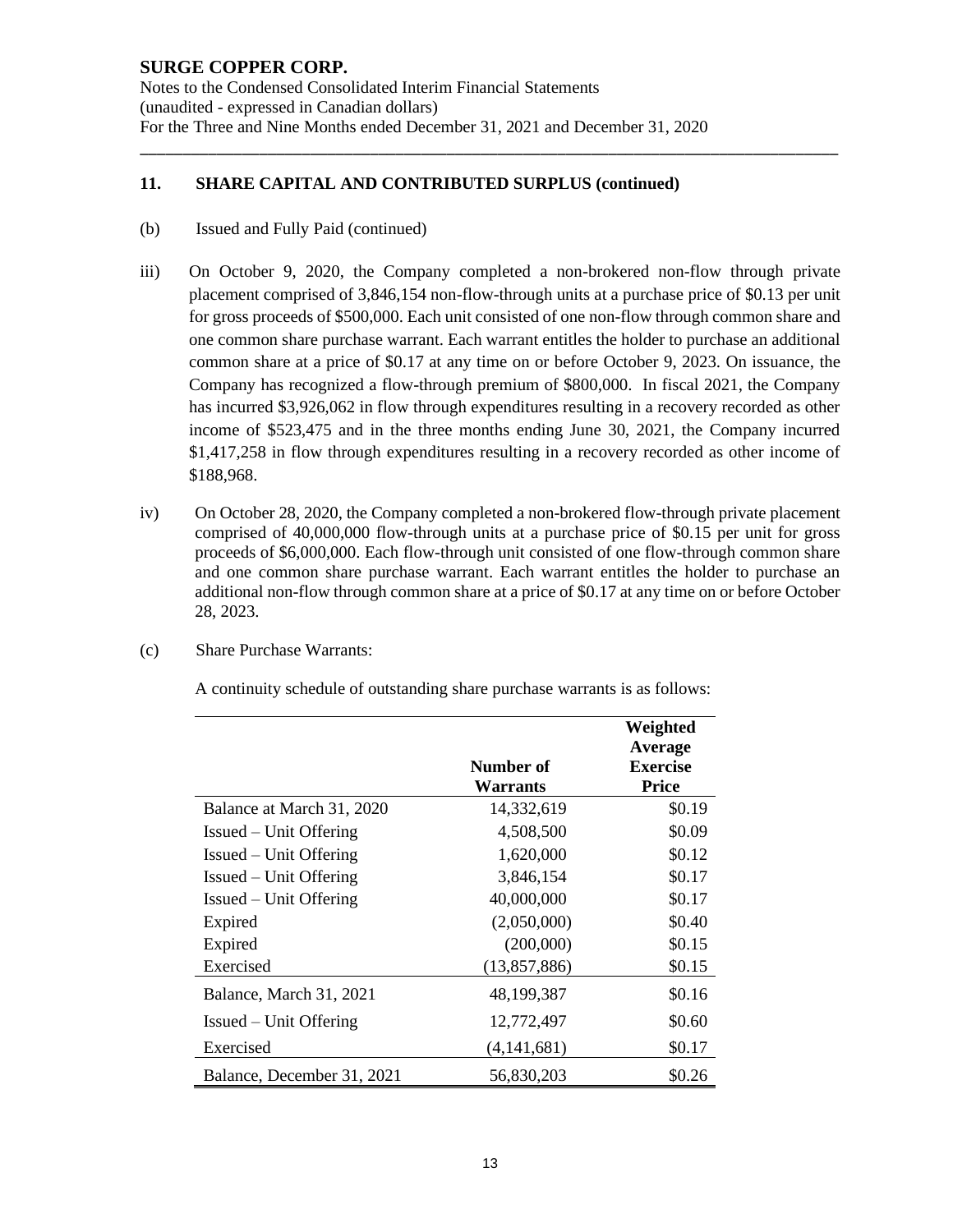## 11. SHARE CAPITAL AND CONTRIBUTED SURPLUS (continued)

(b) Issued and Fully Paid (continued)

iii) On October 9, 2020, the Company completed a non-brokered non-flow through private placement comprised of 3,846,154 non-flow-through units at a purchase price of $0.13 per unit for gross proceeds of $500,000. Each unit consisted of one non-flow through common share and one common share purchase warrant. Each warrant entitles the holder to purchase an additional common share at a price of $0.17 at any time on or before October 9, 2023. On issuance, the Company has recognized a flow-through premium of $800,000. In fiscal 2021, the Company has incurred $3,926,062 in flow through expenditures resulting in a recovery recorded as other income of $523,475 and in the three months ending June 30, 2021, the Company incurred $1,417,258 in flow through expenditures resulting in a recovery recorded as other income of $188,968.

iv) On October 28, 2020, the Company completed a non-brokered flow-through private placement comprised of 40,000,000 flow-through units at a purchase price of $0.15 per unit for gross proceeds of $6,000,000. Each flow-through unit consisted of one flow-through common share and one common share purchase warrant. Each warrant entitles the holder to purchase an additional non-flow through common share at a price of $0.17 at any time on or before October 28, 2023.

(c) Share Purchase Warrants:

A continuity schedule of outstanding share purchase warrants is as follows:

| | Number of Warrants | Weighted Average Exercise Price |
|---|---|---|
| Balance at March 31, 2020 | 14,332,619 | $0.19 |
| Issued – Unit Offering | 4,508,500 | $0.09 |
| Issued – Unit Offering | 1,620,000 | $0.12 |
| Issued – Unit Offering | 3,846,154 | $0.17 |
| Issued – Unit Offering | 40,000,000 | $0.17 |
| Expired | (2,050,000) | $0.40 |
| Expired | (200,000) | $0.15 |
| Exercised | (13,857,886) | $0.15 |
| Balance, March 31, 2021 | 48,199,387 | $0.16 |
| Issued – Unit Offering | 12,772,497 | $0.60 |
| Exercised | (4,141,681) | $0.17 |
| Balance, December 31, 2021 | 56,830,203 | $0.26 |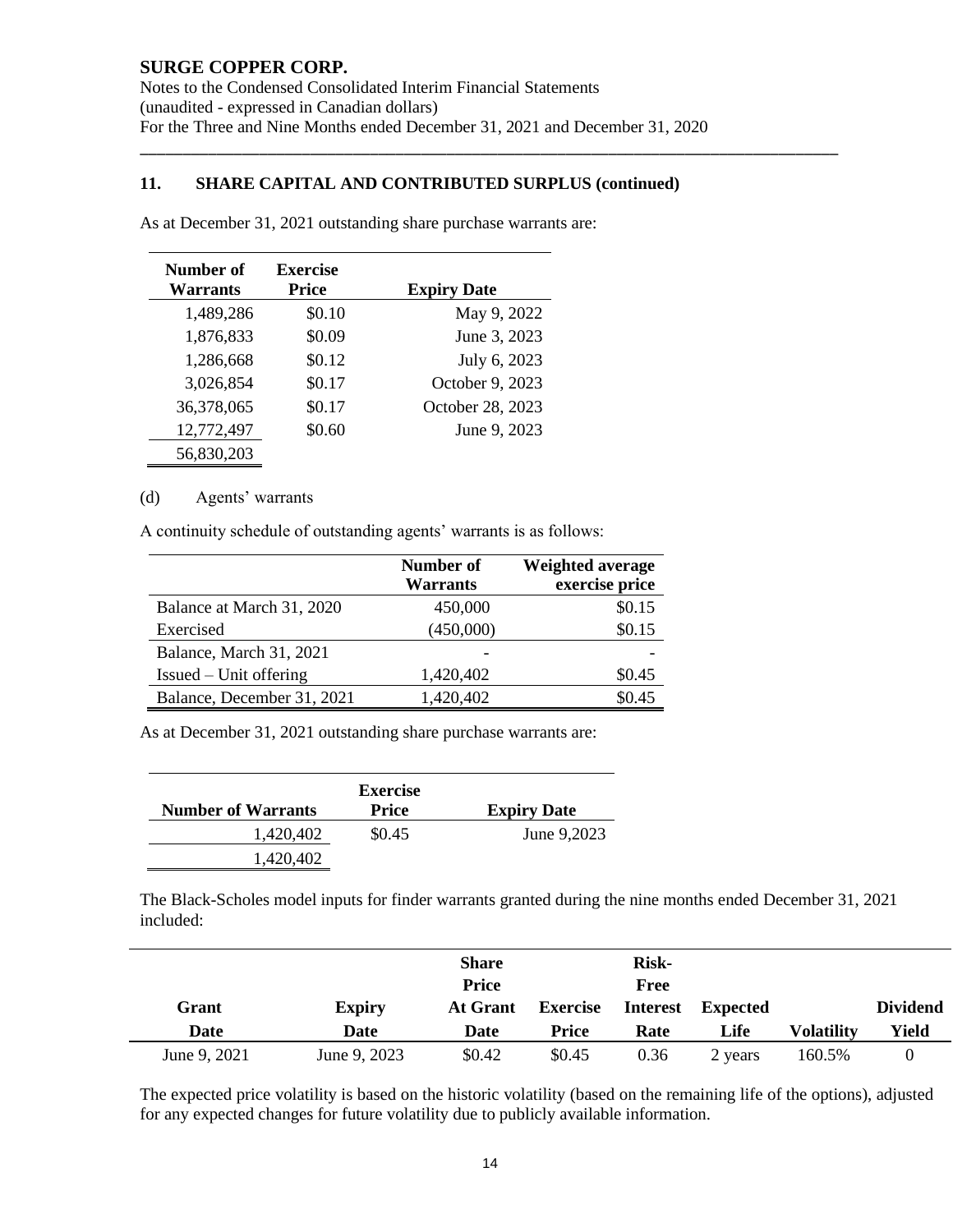## 11. SHARE CAPITAL AND CONTRIBUTED SURPLUS (continued)

As at December 31, 2021 outstanding share purchase warrants are:

| Number of Warrants | Exercise Price | Expiry Date |
|---|---|---|
| 1,489,286 | $0.10 | May 9, 2022 |
| 1,876,833 | $0.09 | June 3, 2023 |
| 1,286,668 | $0.12 | July 6, 2023 |
| 3,026,854 | $0.17 | October 9, 2023 |
| 36,378,065 | $0.17 | October 28, 2023 |
| 12,772,497 | $0.60 | June 9, 2023 |
| 56,830,203 | | |

(d) Agents' warrants

A continuity schedule of outstanding agents' warrants is as follows:

| | Number of Warrants | Weighted average exercise price |
|---|---|---|
| Balance at March 31, 2020 | 450,000 | $0.15 |
| Exercised | (450,000) | $0.15 |
| Balance, March 31, 2021 | - | - |
| Issued – Unit offering | 1,420,402 | $0.45 |
| Balance, December 31, 2021 | 1,420,402 | $0.45 |

As at December 31, 2021 outstanding share purchase warrants are:

| Number of Warrants | Exercise Price | Expiry Date |
|---|---|---|
| 1,420,402 | $0.45 | June 9,2023 |
| 1,420,402 | | |

The Black-Scholes model inputs for finder warrants granted during the nine months ended December 31, 2021 included:

| Grant Date | Expiry Date | Share Price At Grant Date | Exercise Price | Risk-Free Interest Rate | Expected Life | Volatility | Dividend Yield |
|---|---|---|---|---|---|---|---|
| June 9, 2021 | June 9, 2023 | $0.42 | $0.45 | 0.36 | 2 years | 160.5% | 0 |

The expected price volatility is based on the historic volatility (based on the remaining life of the options), adjusted for any expected changes for future volatility due to publicly available information.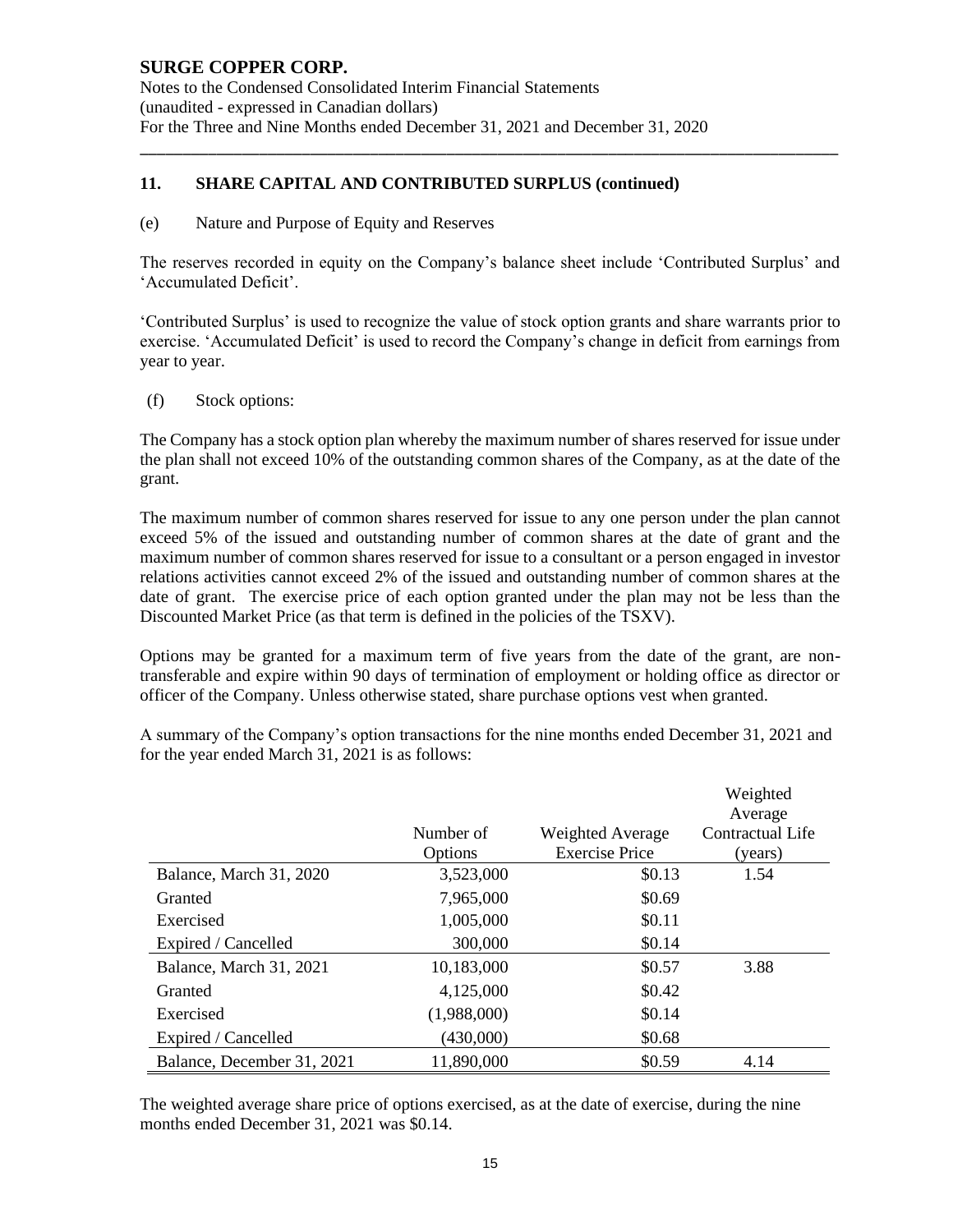## 11. SHARE CAPITAL AND CONTRIBUTED SURPLUS (continued)

(e) Nature and Purpose of Equity and Reserves

The reserves recorded in equity on the Company's balance sheet include 'Contributed Surplus' and 'Accumulated Deficit'.

'Contributed Surplus' is used to recognize the value of stock option grants and share warrants prior to exercise. 'Accumulated Deficit' is used to record the Company's change in deficit from earnings from year to year.

(f) Stock options:

The Company has a stock option plan whereby the maximum number of shares reserved for issue under the plan shall not exceed 10% of the outstanding common shares of the Company, as at the date of the grant.

The maximum number of common shares reserved for issue to any one person under the plan cannot exceed 5% of the issued and outstanding number of common shares at the date of grant and the maximum number of common shares reserved for issue to a consultant or a person engaged in investor relations activities cannot exceed 2% of the issued and outstanding number of common shares at the date of grant. The exercise price of each option granted under the plan may not be less than the Discounted Market Price (as that term is defined in the policies of the TSXV).

Options may be granted for a maximum term of five years from the date of the grant, are non-transferable and expire within 90 days of termination of employment or holding office as director or officer of the Company. Unless otherwise stated, share purchase options vest when granted.

A summary of the Company's option transactions for the nine months ended December 31, 2021 and for the year ended March 31, 2021 is as follows:

| | Number of Options | Weighted Average Exercise Price | Weighted Average Contractual Life (years) |
|---|---|---|---|
| Balance, March 31, 2020 | 3,523,000 | \$0.13 | 1.54 |
| Granted | 7,965,000 | \$0.69 | |
| Exercised | 1,005,000 | \$0.11 | |
| Expired / Cancelled | 300,000 | \$0.14 | |
| Balance, March 31, 2021 | 10,183,000 | \$0.57 | 3.88 |
| Granted | 4,125,000 | \$0.42 | |
| Exercised | (1,988,000) | \$0.14 | |
| Expired / Cancelled | (430,000) | \$0.68 | |
| Balance, December 31, 2021 | 11,890,000 | \$0.59 | 4.14 |

The weighted average share price of options exercised, as at the date of exercise, during the nine months ended December 31, 2021 was \$0.14.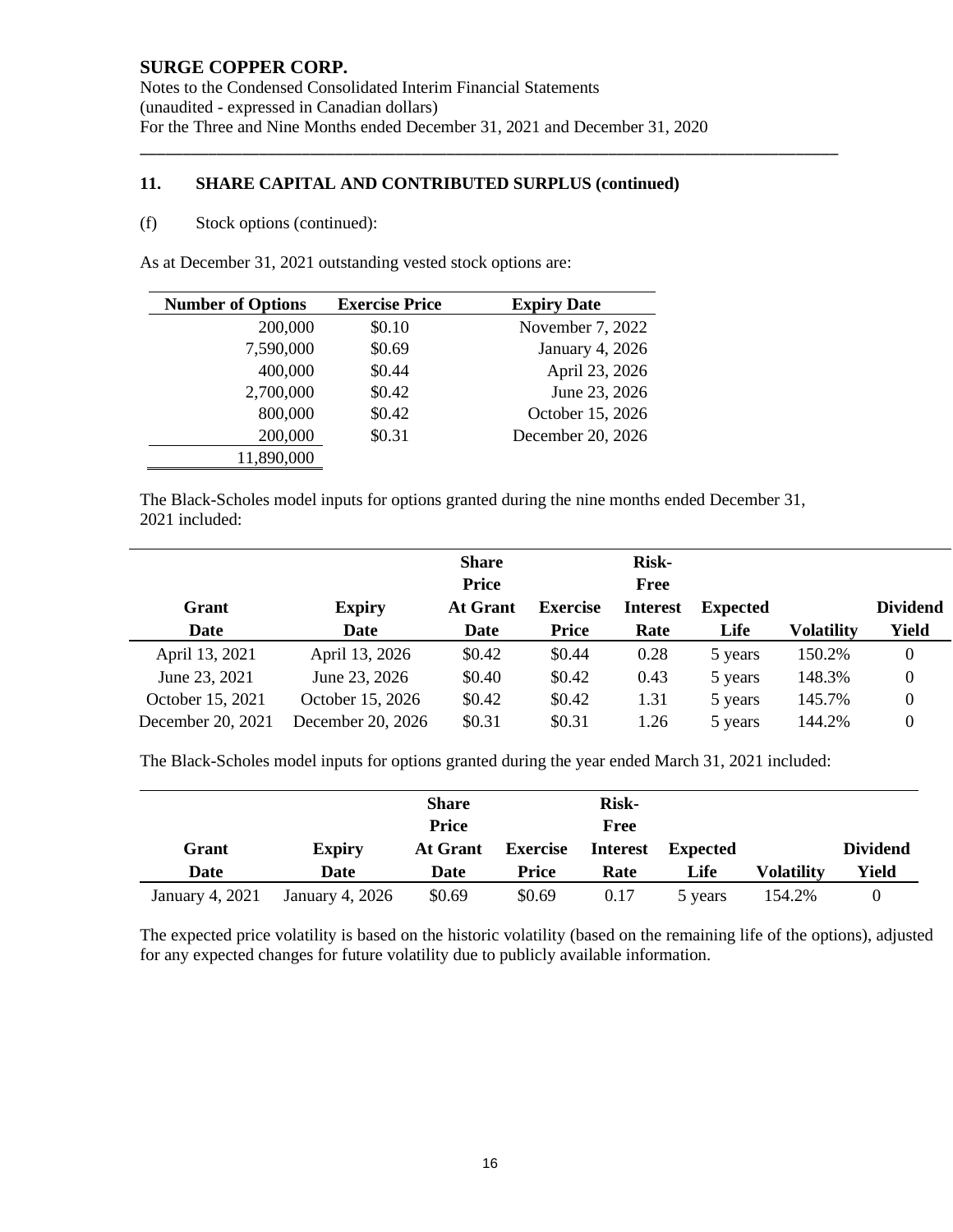**SURGE COPPER CORP.**
Notes to the Condensed Consolidated Interim Financial Statements
(unaudited - expressed in Canadian dollars)
For the Three and Nine Months ended December 31, 2021 and December 31, 2020

## 11. SHARE CAPITAL AND CONTRIBUTED SURPLUS (continued)

(f) Stock options (continued):

As at December 31, 2021 outstanding vested stock options are:

| Number of Options | Exercise Price | Expiry Date |
|---|---|---|
| 200,000 | $0.10 | November 7, 2022 |
| 7,590,000 | $0.69 | January 4, 2026 |
| 400,000 | $0.44 | April 23, 2026 |
| 2,700,000 | $0.42 | June 23, 2026 |
| 800,000 | $0.42 | October 15, 2026 |
| 200,000 | $0.31 | December 20, 2026 |
| 11,890,000 | | |

The Black-Scholes model inputs for options granted during the nine months ended December 31, 2021 included:

| Grant Date | Expiry Date | Share Price At Grant Date | Exercise Price | Risk-Free Interest Rate | Expected Life | Volatility | Dividend Yield |
|---|---|---|---|---|---|---|---|
| April 13, 2021 | April 13, 2026 | $0.42 | $0.44 | 0.28 | 5 years | 150.2% | 0 |
| June 23, 2021 | June 23, 2026 | $0.40 | $0.42 | 0.43 | 5 years | 148.3% | 0 |
| October 15, 2021 | October 15, 2026 | $0.42 | $0.42 | 1.31 | 5 years | 145.7% | 0 |
| December 20, 2021 | December 20, 2026 | $0.31 | $0.31 | 1.26 | 5 years | 144.2% | 0 |

The Black-Scholes model inputs for options granted during the year ended March 31, 2021 included:

| Grant Date | Expiry Date | Share Price At Grant Date | Exercise Price | Risk-Free Interest Rate | Expected Life | Volatility | Dividend Yield |
|---|---|---|---|---|---|---|---|
| January 4, 2021 | January 4, 2026 | $0.69 | $0.69 | 0.17 | 5 years | 154.2% | 0 |

The expected price volatility is based on the historic volatility (based on the remaining life of the options), adjusted for any expected changes for future volatility due to publicly available information.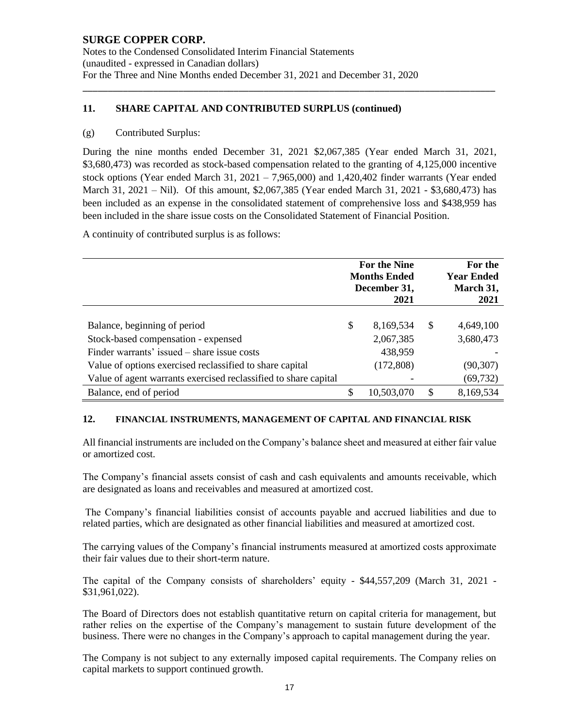## 11. SHARE CAPITAL AND CONTRIBUTED SURPLUS (continued)

(g) Contributed Surplus:

During the nine months ended December 31, 2021 $2,067,385 (Year ended March 31, 2021, $3,680,473) was recorded as stock-based compensation related to the granting of 4,125,000 incentive stock options (Year ended March 31, 2021 – 7,965,000) and 1,420,402 finder warrants (Year ended March 31, 2021 – Nil). Of this amount, $2,067,385 (Year ended March 31, 2021 - $3,680,473) has been included as an expense in the consolidated statement of comprehensive loss and $438,959 has been included in the share issue costs on the Consolidated Statement of Financial Position.

A continuity of contributed surplus is as follows:

| | For the Nine Months Ended December 31, 2021 | For the Year Ended March 31, 2021 |
|---|---|---|
| Balance, beginning of period | $ 8,169,534 | $ 4,649,100 |
| Stock-based compensation - expensed | 2,067,385 | 3,680,473 |
| Finder warrants' issued – share issue costs | 438,959 | - |
| Value of options exercised reclassified to share capital | (172,808) | (90,307) |
| Value of agent warrants exercised reclassified to share capital | - | (69,732) |
| Balance, end of period | $ 10,503,070 | $ 8,169,534 |

## 12. FINANCIAL INSTRUMENTS, MANAGEMENT OF CAPITAL AND FINANCIAL RISK

All financial instruments are included on the Company's balance sheet and measured at either fair value or amortized cost.

The Company's financial assets consist of cash and cash equivalents and amounts receivable, which are designated as loans and receivables and measured at amortized cost.

The Company's financial liabilities consist of accounts payable and accrued liabilities and due to related parties, which are designated as other financial liabilities and measured at amortized cost.

The carrying values of the Company's financial instruments measured at amortized costs approximate their fair values due to their short-term nature.

The capital of the Company consists of shareholders' equity - $44,557,209 (March 31, 2021 - $31,961,022).

The Board of Directors does not establish quantitative return on capital criteria for management, but rather relies on the expertise of the Company's management to sustain future development of the business. There were no changes in the Company's approach to capital management during the year.

The Company is not subject to any externally imposed capital requirements. The Company relies on capital markets to support continued growth.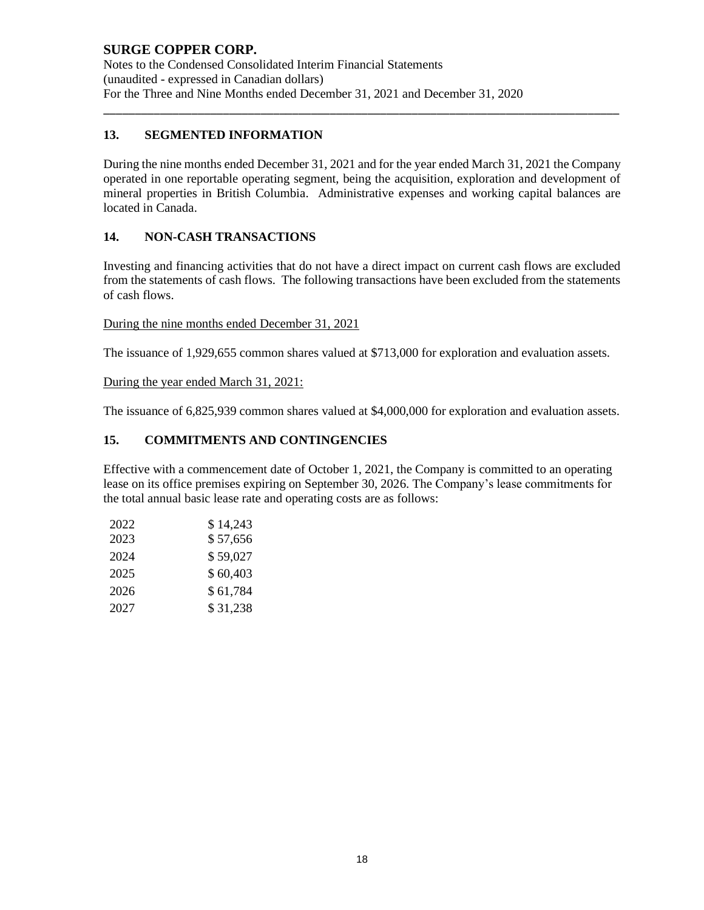## 13. SEGMENTED INFORMATION

During the nine months ended December 31, 2021 and for the year ended March 31, 2021 the Company operated in one reportable operating segment, being the acquisition, exploration and development of mineral properties in British Columbia. Administrative expenses and working capital balances are located in Canada.

## 14. NON-CASH TRANSACTIONS

Investing and financing activities that do not have a direct impact on current cash flows are excluded from the statements of cash flows. The following transactions have been excluded from the statements of cash flows.

During the nine months ended December 31, 2021

The issuance of 1,929,655 common shares valued at $713,000 for exploration and evaluation assets.

During the year ended March 31, 2021:

The issuance of 6,825,939 common shares valued at $4,000,000 for exploration and evaluation assets.

## 15. COMMITMENTS AND CONTINGENCIES

Effective with a commencement date of October 1, 2021, the Company is committed to an operating lease on its office premises expiring on September 30, 2026. The Company's lease commitments for the total annual basic lease rate and operating costs are as follows:

| Year | Amount |
|---|---|
| 2022 | $ 14,243 |
| 2023 | $ 57,656 |
| 2024 | $ 59,027 |
| 2025 | $ 60,403 |
| 2026 | $ 61,784 |
| 2027 | $ 31,238 |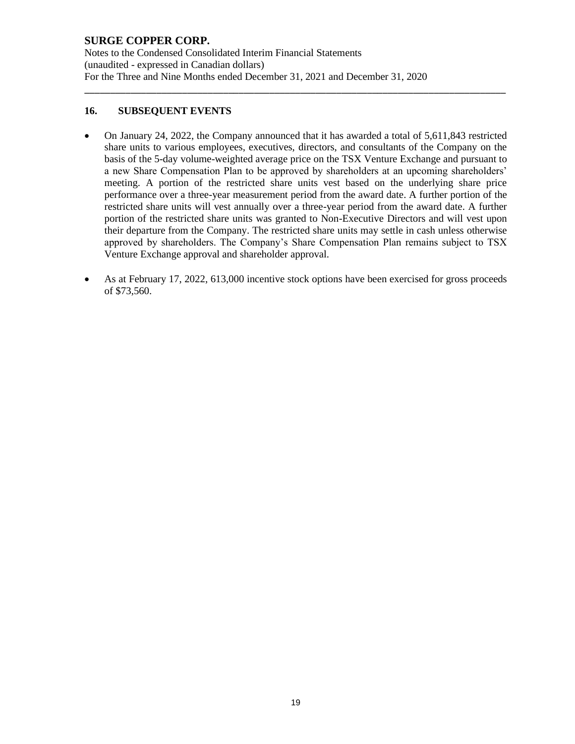## 16. SUBSEQUENT EVENTS

- On January 24, 2022, the Company announced that it has awarded a total of 5,611,843 restricted share units to various employees, executives, directors, and consultants of the Company on the basis of the 5-day volume-weighted average price on the TSX Venture Exchange and pursuant to a new Share Compensation Plan to be approved by shareholders at an upcoming shareholders' meeting. A portion of the restricted share units vest based on the underlying share price performance over a three-year measurement period from the award date. A further portion of the restricted share units will vest annually over a three-year period from the award date. A further portion of the restricted share units was granted to Non-Executive Directors and will vest upon their departure from the Company. The restricted share units may settle in cash unless otherwise approved by shareholders. The Company's Share Compensation Plan remains subject to TSX Venture Exchange approval and shareholder approval.
- As at February 17, 2022, 613,000 incentive stock options have been exercised for gross proceeds of $73,560.